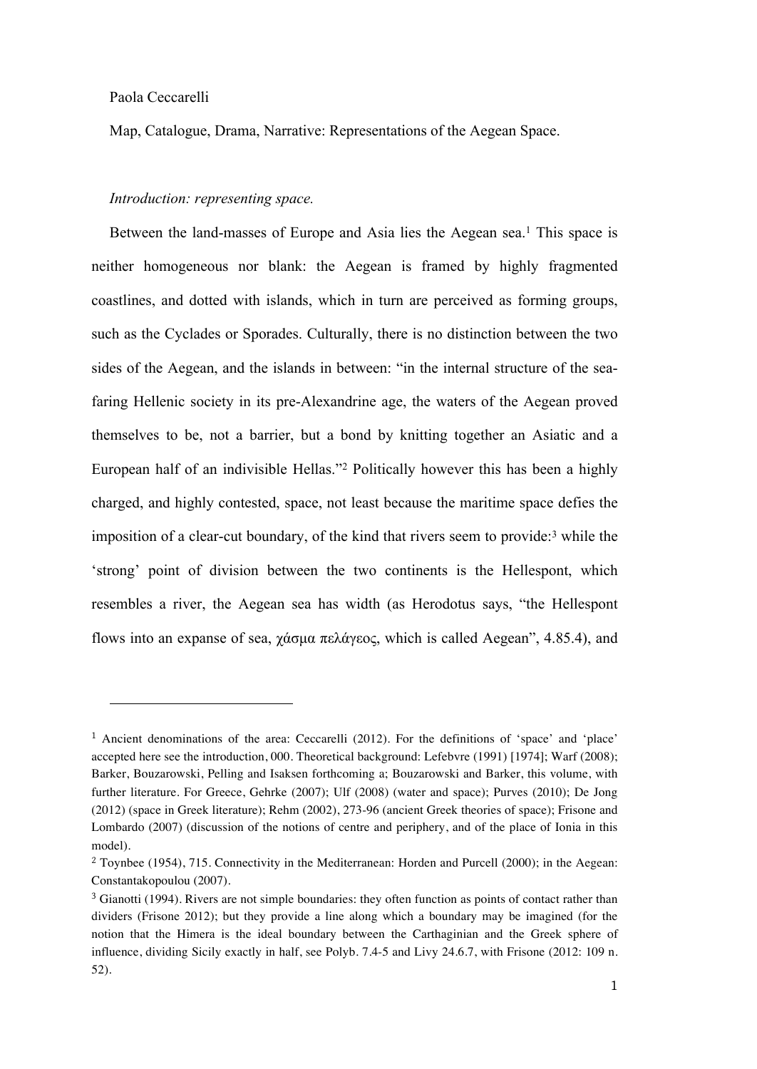Paola Ceccarelli

Map, Catalogue, Drama, Narrative: Representations of the Aegean Space.

*Introduction: representing space.*

Between the land-masses of Europe and Asia lies the Aegean sea.[1] This space is neither homogeneous nor blank: the Aegean is framed by highly fragmented coastlines, and dotted with islands, which in turn are perceived as forming groups, such as the Cyclades or Sporades. Culturally, there is no distinction between the two sides of the Aegean, and the islands in between: "in the internal structure of the sea-faring Hellenic society in its pre-Alexandrine age, the waters of the Aegean proved themselves to be, not a barrier, but a bond by knitting together an Asiatic and a European half of an indivisible Hellas."[2] Politically however this has been a highly charged, and highly contested, space, not least because the maritime space defies the imposition of a clear-cut boundary, of the kind that rivers seem to provide:[3] while the 'strong' point of division between the two continents is the Hellespont, which resembles a river, the Aegean sea has width (as Herodotus says, "the Hellespont flows into an expanse of sea, χάσμα πελάγεος, which is called Aegean", 4.85.4), and

---

[1] Ancient denominations of the area: Ceccarelli (2012). For the definitions of 'space' and 'place' accepted here see the introduction, 000. Theoretical background: Lefebvre (1991) [1974]; Warf (2008); Barker, Bouzarowski, Pelling and Isaksen forthcoming a; Bouzarowski and Barker, this volume, with further literature. For Greece, Gehrke (2007); Ulf (2008) (water and space); Purves (2010); De Jong (2012) (space in Greek literature); Rehm (2002), 273-96 (ancient Greek theories of space); Frisone and Lombardo (2007) (discussion of the notions of centre and periphery, and of the place of Ionia in this model).

[2] Toynbee (1954), 715. Connectivity in the Mediterranean: Horden and Purcell (2000); in the Aegean: Constantakopoulou (2007).

[3] Gianotti (1994). Rivers are not simple boundaries: they often function as points of contact rather than dividers (Frisone 2012); but they provide a line along which a boundary may be imagined (for the notion that the Himera is the ideal boundary between the Carthaginian and the Greek sphere of influence, dividing Sicily exactly in half, see Polyb. 7.4-5 and Livy 24.6.7, with Frisone (2012: 109 n. 52).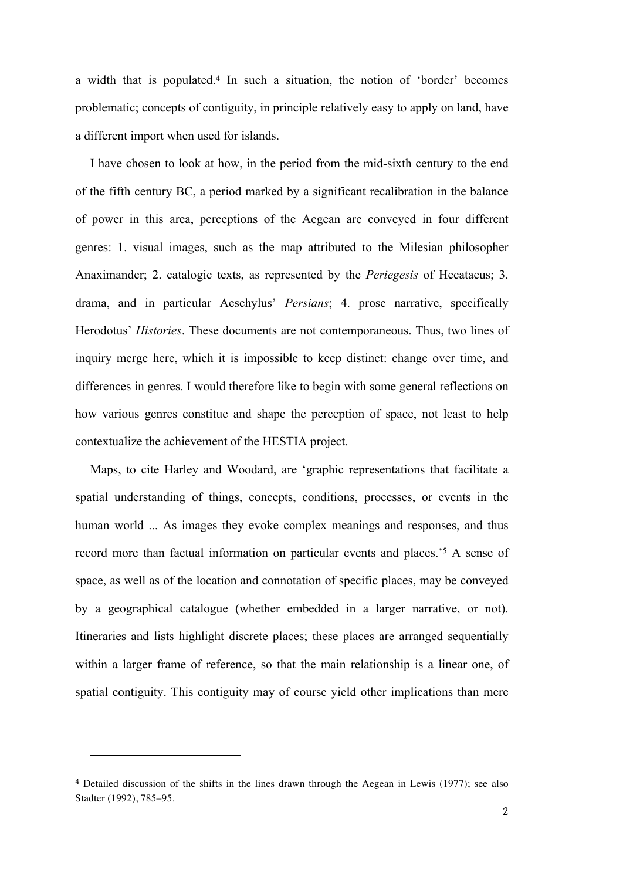a width that is populated.[4] In such a situation, the notion of 'border' becomes problematic; concepts of contiguity, in principle relatively easy to apply on land, have a different import when used for islands.

I have chosen to look at how, in the period from the mid-sixth century to the end of the fifth century BC, a period marked by a significant recalibration in the balance of power in this area, perceptions of the Aegean are conveyed in four different genres: 1. visual images, such as the map attributed to the Milesian philosopher Anaximander; 2. catalogic texts, as represented by the *Periegesis* of Hecataeus; 3. drama, and in particular Aeschylus' *Persians*; 4. prose narrative, specifically Herodotus' *Histories*. These documents are not contemporaneous. Thus, two lines of inquiry merge here, which it is impossible to keep distinct: change over time, and differences in genres. I would therefore like to begin with some general reflections on how various genres constitue and shape the perception of space, not least to help contextualize the achievement of the HESTIA project.

Maps, to cite Harley and Woodard, are 'graphic representations that facilitate a spatial understanding of things, concepts, conditions, processes, or events in the human world ... As images they evoke complex meanings and responses, and thus record more than factual information on particular events and places.'[5] A sense of space, as well as of the location and connotation of specific places, may be conveyed by a geographical catalogue (whether embedded in a larger narrative, or not). Itineraries and lists highlight discrete places; these places are arranged sequentially within a larger frame of reference, so that the main relationship is a linear one, of spatial contiguity. This contiguity may of course yield other implications than mere

---

[4] Detailed discussion of the shifts in the lines drawn through the Aegean in Lewis (1977); see also Stadter (1992), 785–95.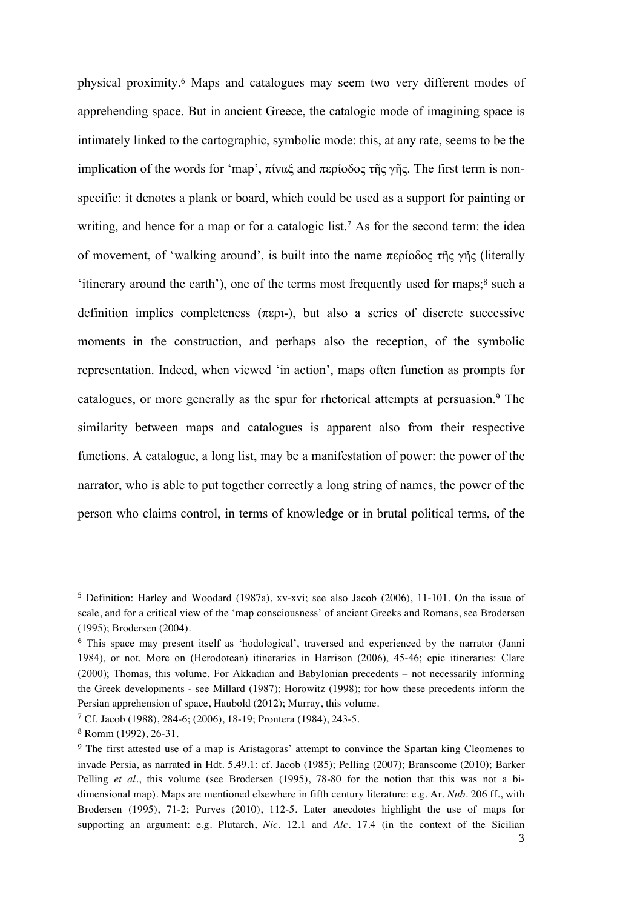physical proximity.[6] Maps and catalogues may seem two very different modes of apprehending space. But in ancient Greece, the catalogic mode of imagining space is intimately linked to the cartographic, symbolic mode: this, at any rate, seems to be the implication of the words for 'map', πίναξ and περίοδος τῆς γῆς. The first term is non-specific: it denotes a plank or board, which could be used as a support for painting or writing, and hence for a map or for a catalogic list.[7] As for the second term: the idea of movement, of 'walking around', is built into the name περίοδος τῆς γῆς (literally 'itinerary around the earth'), one of the terms most frequently used for maps;[8] such a definition implies completeness (περι-), but also a series of discrete successive moments in the construction, and perhaps also the reception, of the symbolic representation. Indeed, when viewed 'in action', maps often function as prompts for catalogues, or more generally as the spur for rhetorical attempts at persuasion.[9] The similarity between maps and catalogues is apparent also from their respective functions. A catalogue, a long list, may be a manifestation of power: the power of the narrator, who is able to put together correctly a long string of names, the power of the person who claims control, in terms of knowledge or in brutal political terms, of the

---

[5] Definition: Harley and Woodard (1987a), xv-xvi; see also Jacob (2006), 11-101. On the issue of scale, and for a critical view of the 'map consciousness' of ancient Greeks and Romans, see Brodersen (1995); Brodersen (2004).

[6] This space may present itself as 'hodological', traversed and experienced by the narrator (Janni 1984), or not. More on (Herodotean) itineraries in Harrison (2006), 45-46; epic itineraries: Clare (2000); Thomas, this volume. For Akkadian and Babylonian precedents – not necessarily informing the Greek developments - see Millard (1987); Horowitz (1998); for how these precedents inform the Persian apprehension of space, Haubold (2012); Murray, this volume.

[7] Cf. Jacob (1988), 284-6; (2006), 18-19; Prontera (1984), 243-5.

[8] Romm (1992), 26-31.

[9] The first attested use of a map is Aristagoras' attempt to convince the Spartan king Cleomenes to invade Persia, as narrated in Hdt. 5.49.1: cf. Jacob (1985); Pelling (2007); Branscome (2010); Barker Pelling *et al*., this volume (see Brodersen (1995), 78-80 for the notion that this was not a bi-dimensional map). Maps are mentioned elsewhere in fifth century literature: e.g. Ar. *Nub*. 206 ff., with Brodersen (1995), 71-2; Purves (2010), 112-5. Later anecdotes highlight the use of maps for supporting an argument: e.g. Plutarch, *Nic*. 12.1 and *Alc*. 17.4 (in the context of the Sicilian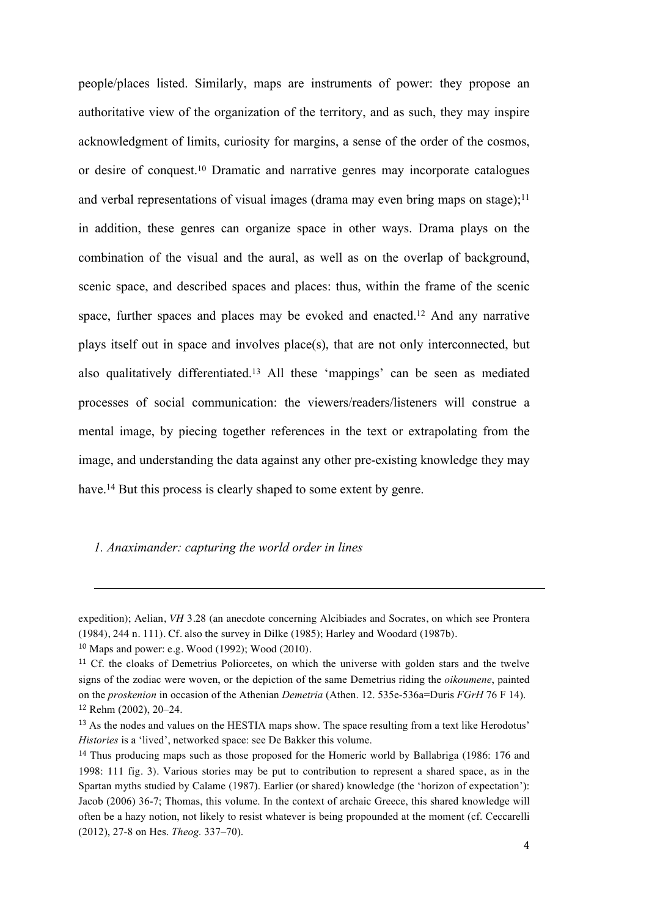people/places listed. Similarly, maps are instruments of power: they propose an authoritative view of the organization of the territory, and as such, they may inspire acknowledgment of limits, curiosity for margins, a sense of the order of the cosmos, or desire of conquest.[10] Dramatic and narrative genres may incorporate catalogues and verbal representations of visual images (drama may even bring maps on stage);[11] in addition, these genres can organize space in other ways. Drama plays on the combination of the visual and the aural, as well as on the overlap of background, scenic space, and described spaces and places: thus, within the frame of the scenic space, further spaces and places may be evoked and enacted.[12] And any narrative plays itself out in space and involves place(s), that are not only interconnected, but also qualitatively differentiated.[13] All these 'mappings' can be seen as mediated processes of social communication: the viewers/readers/listeners will construe a mental image, by piecing together references in the text or extrapolating from the image, and understanding the data against any other pre-existing knowledge they may have.[14] But this process is clearly shaped to some extent by genre.

### *1. Anaximander: capturing the world order in lines*

---

expedition); Aelian, *VH* 3.28 (an anecdote concerning Alcibiades and Socrates, on which see Prontera (1984), 244 n. 111). Cf. also the survey in Dilke (1985); Harley and Woodard (1987b).

[10] Maps and power: e.g. Wood (1992); Wood (2010).

[11] Cf. the cloaks of Demetrius Poliorcetes, on which the universe with golden stars and the twelve signs of the zodiac were woven, or the depiction of the same Demetrius riding the *oikoumene*, painted on the *proskenion* in occasion of the Athenian *Demetria* (Athen. 12. 535e-536a=Duris *FGrH* 76 F 14).

[12] Rehm (2002), 20–24.

[13] As the nodes and values on the HESTIA maps show. The space resulting from a text like Herodotus' *Histories* is a 'lived', networked space: see De Bakker this volume.

[14] Thus producing maps such as those proposed for the Homeric world by Ballabriga (1986: 176 and 1998: 111 fig. 3). Various stories may be put to contribution to represent a shared space, as in the Spartan myths studied by Calame (1987). Earlier (or shared) knowledge (the 'horizon of expectation'): Jacob (2006) 36-7; Thomas, this volume. In the context of archaic Greece, this shared knowledge will often be a hazy notion, not likely to resist whatever is being propounded at the moment (cf. Ceccarelli (2012), 27-8 on Hes. *Theog.* 337–70).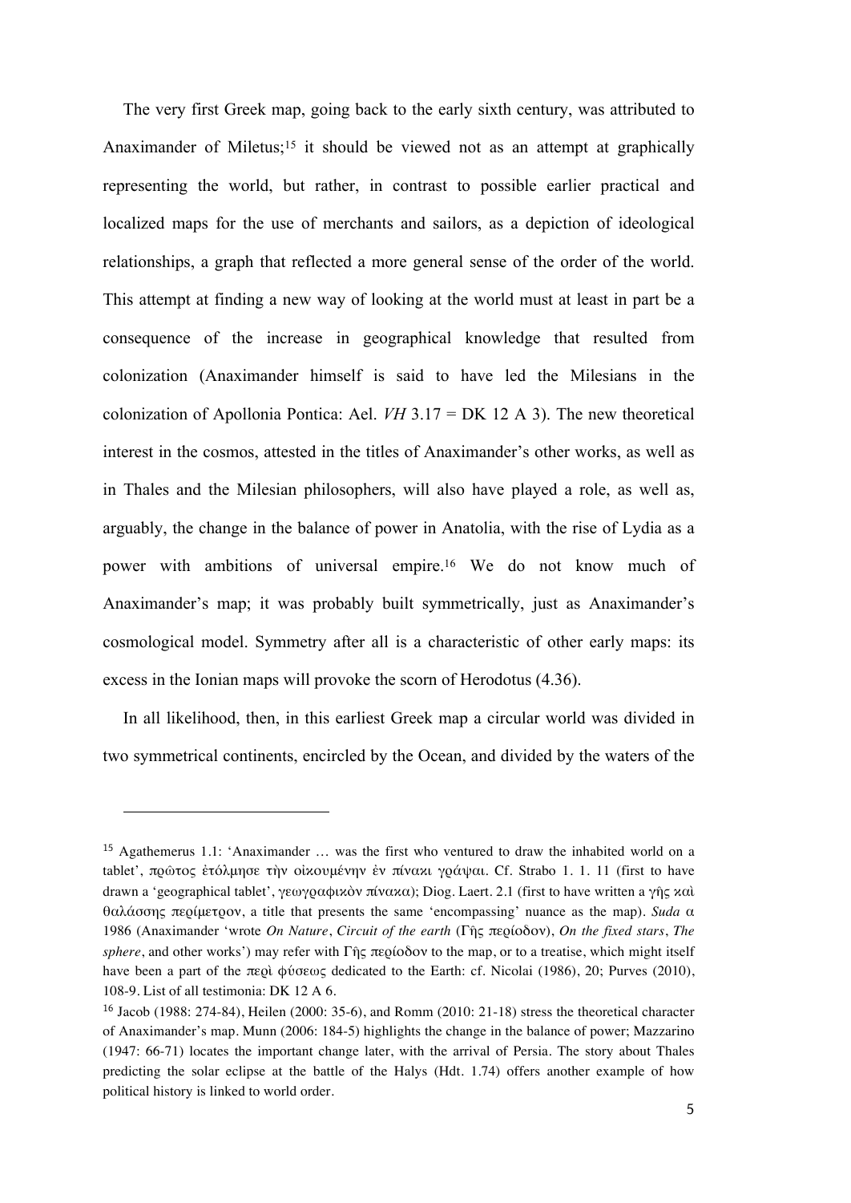The very first Greek map, going back to the early sixth century, was attributed to Anaximander of Miletus;[15] it should be viewed not as an attempt at graphically representing the world, but rather, in contrast to possible earlier practical and localized maps for the use of merchants and sailors, as a depiction of ideological relationships, a graph that reflected a more general sense of the order of the world. This attempt at finding a new way of looking at the world must at least in part be a consequence of the increase in geographical knowledge that resulted from colonization (Anaximander himself is said to have led the Milesians in the colonization of Apollonia Pontica: Ael. *VH* 3.17 = DK 12 A 3). The new theoretical interest in the cosmos, attested in the titles of Anaximander's other works, as well as in Thales and the Milesian philosophers, will also have played a role, as well as, arguably, the change in the balance of power in Anatolia, with the rise of Lydia as a power with ambitions of universal empire.[16] We do not know much of Anaximander's map; it was probably built symmetrically, just as Anaximander's cosmological model. Symmetry after all is a characteristic of other early maps: its excess in the Ionian maps will provoke the scorn of Herodotus (4.36).

In all likelihood, then, in this earliest Greek map a circular world was divided in two symmetrical continents, encircled by the Ocean, and divided by the waters of the

---

[15] Agathemerus 1.1: 'Anaximander … was the first who ventured to draw the inhabited world on a tablet', πρῶτος ἐτόλμησε τὴν οἰκουμένην ἐν πίνακι γράψαι. Cf. Strabo 1. 1. 11 (first to have drawn a 'geographical tablet', γεωγραφικὸν πίνακα); Diog. Laert. 2.1 (first to have written a γῆς καὶ θαλάσσης περίμετρον, a title that presents the same 'encompassing' nuance as the map). *Suda* α 1986 (Anaximander 'wrote *On Nature*, *Circuit of the earth* (Γῆς περίοδον), *On the fixed stars*, *The sphere*, and other works') may refer with Γῆς περίοδον to the map, or to a treatise, which might itself have been a part of the περὶ φύσεως dedicated to the Earth: cf. Nicolai (1986), 20; Purves (2010), 108-9. List of all testimonia: DK 12 A 6.

[16] Jacob (1988: 274-84), Heilen (2000: 35-6), and Romm (2010: 21-18) stress the theoretical character of Anaximander's map. Munn (2006: 184-5) highlights the change in the balance of power; Mazzarino (1947: 66-71) locates the important change later, with the arrival of Persia. The story about Thales predicting the solar eclipse at the battle of the Halys (Hdt. 1.74) offers another example of how political history is linked to world order.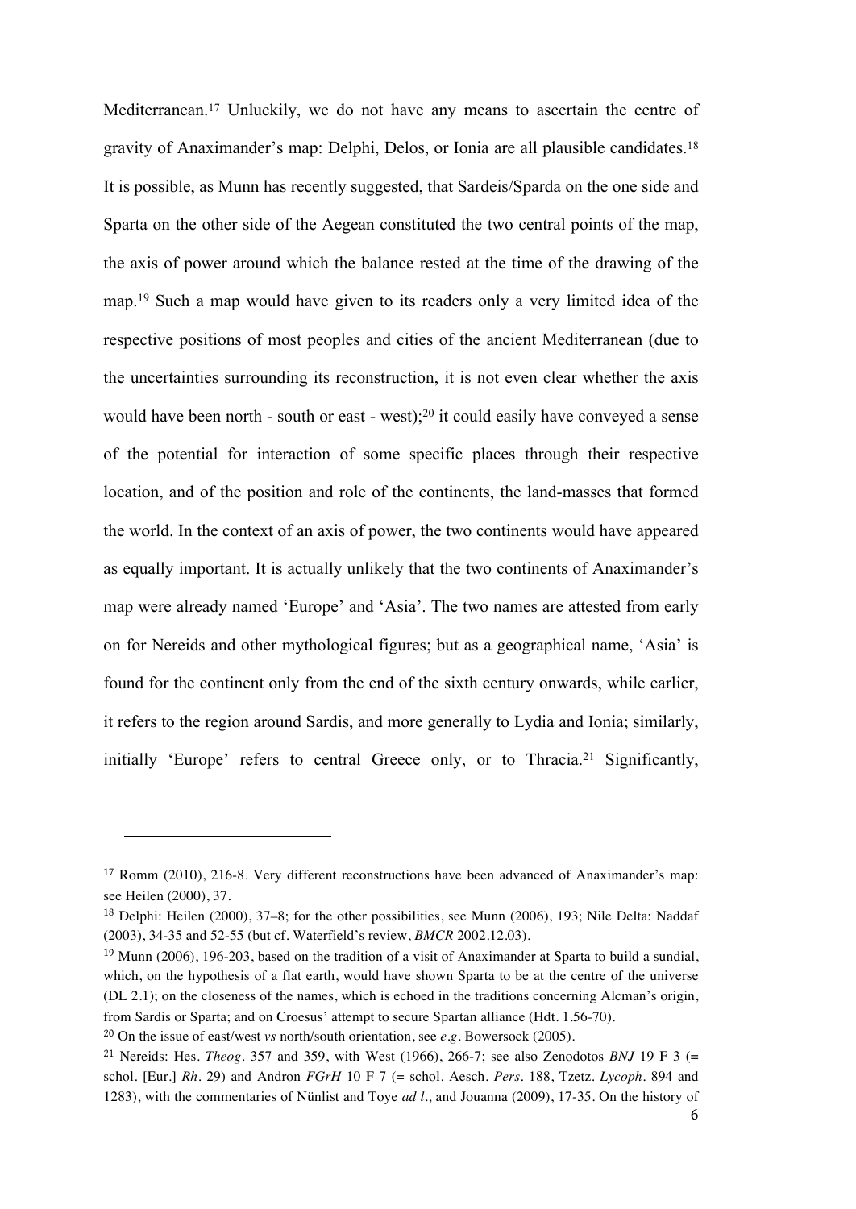Mediterranean.[17] Unluckily, we do not have any means to ascertain the centre of gravity of Anaximander's map: Delphi, Delos, or Ionia are all plausible candidates.[18] It is possible, as Munn has recently suggested, that Sardeis/Sparda on the one side and Sparta on the other side of the Aegean constituted the two central points of the map, the axis of power around which the balance rested at the time of the drawing of the map.[19] Such a map would have given to its readers only a very limited idea of the respective positions of most peoples and cities of the ancient Mediterranean (due to the uncertainties surrounding its reconstruction, it is not even clear whether the axis would have been north - south or east - west);[20] it could easily have conveyed a sense of the potential for interaction of some specific places through their respective location, and of the position and role of the continents, the land-masses that formed the world. In the context of an axis of power, the two continents would have appeared as equally important. It is actually unlikely that the two continents of Anaximander's map were already named 'Europe' and 'Asia'. The two names are attested from early on for Nereids and other mythological figures; but as a geographical name, 'Asia' is found for the continent only from the end of the sixth century onwards, while earlier, it refers to the region around Sardis, and more generally to Lydia and Ionia; similarly, initially 'Europe' refers to central Greece only, or to Thracia.[21] Significantly,

---

[17] Romm (2010), 216-8. Very different reconstructions have been advanced of Anaximander's map: see Heilen (2000), 37.

[18] Delphi: Heilen (2000), 37–8; for the other possibilities, see Munn (2006), 193; Nile Delta: Naddaf (2003), 34-35 and 52-55 (but cf. Waterfield's review, *BMCR* 2002.12.03).

[19] Munn (2006), 196-203, based on the tradition of a visit of Anaximander at Sparta to build a sundial, which, on the hypothesis of a flat earth, would have shown Sparta to be at the centre of the universe (DL 2.1); on the closeness of the names, which is echoed in the traditions concerning Alcman's origin, from Sardis or Sparta; and on Croesus' attempt to secure Spartan alliance (Hdt. 1.56-70).

[20] On the issue of east/west *vs* north/south orientation, see *e.g.* Bowersock (2005).

[21] Nereids: Hes. *Theog.* 357 and 359, with West (1966), 266-7; see also Zenodotos *BNJ* 19 F 3 (= schol. [Eur.] *Rh.* 29) and Andron *FGrH* 10 F 7 (= schol. Aesch. *Pers.* 188, Tzetz. *Lycoph.* 894 and 1283), with the commentaries of Nünlist and Toye *ad l.*, and Jouanna (2009), 17-35. On the history of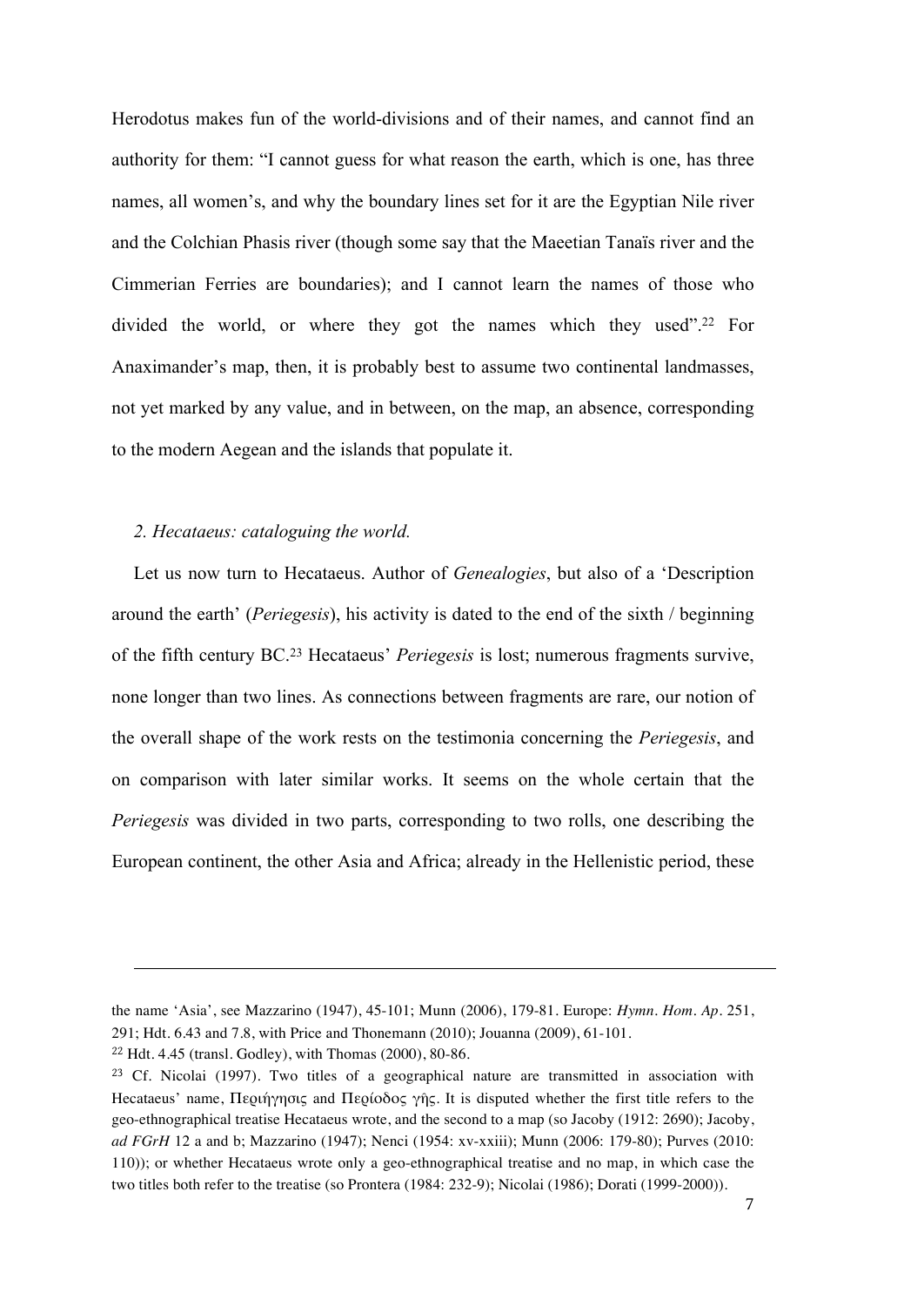Herodotus makes fun of the world-divisions and of their names, and cannot find an authority for them: "I cannot guess for what reason the earth, which is one, has three names, all women's, and why the boundary lines set for it are the Egyptian Nile river and the Colchian Phasis river (though some say that the Maeetian Tanaïs river and the Cimmerian Ferries are boundaries); and I cannot learn the names of those who divided the world, or where they got the names which they used".[22] For Anaximander's map, then, it is probably best to assume two continental landmasses, not yet marked by any value, and in between, on the map, an absence, corresponding to the modern Aegean and the islands that populate it.

## *2. Hecataeus: cataloguing the world.*

Let us now turn to Hecataeus. Author of *Genealogies*, but also of a 'Description around the earth' (*Periegesis*), his activity is dated to the end of the sixth / beginning of the fifth century BC.[23] Hecataeus' *Periegesis* is lost; numerous fragments survive, none longer than two lines. As connections between fragments are rare, our notion of the overall shape of the work rests on the testimonia concerning the *Periegesis*, and on comparison with later similar works. It seems on the whole certain that the *Periegesis* was divided in two parts, corresponding to two rolls, one describing the European continent, the other Asia and Africa; already in the Hellenistic period, these

---

the name 'Asia', see Mazzarino (1947), 45-101; Munn (2006), 179-81. Europe: *Hymn. Hom. Ap.* 251, 291; Hdt. 6.43 and 7.8, with Price and Thonemann (2010); Jouanna (2009), 61-101.

[22] Hdt. 4.45 (transl. Godley), with Thomas (2000), 80-86.

[23] Cf. Nicolai (1997). Two titles of a geographical nature are transmitted in association with Hecataeus' name, Περιήγησις and Περίοδος γῆς. It is disputed whether the first title refers to the geo-ethnographical treatise Hecataeus wrote, and the second to a map (so Jacoby (1912: 2690); Jacoby, *ad FGrH* 12 a and b; Mazzarino (1947); Nenci (1954: xv-xxiii); Munn (2006: 179-80); Purves (2010: 110)); or whether Hecataeus wrote only a geo-ethnographical treatise and no map, in which case the two titles both refer to the treatise (so Prontera (1984: 232-9); Nicolai (1986); Dorati (1999-2000)).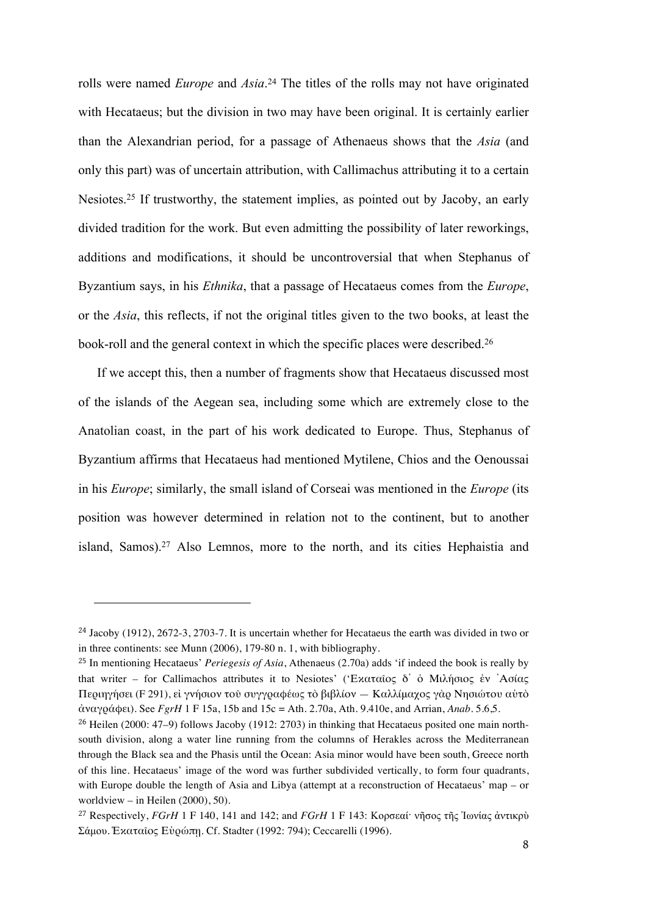rolls were named *Europe* and *Asia*.[24] The titles of the rolls may not have originated with Hecataeus; but the division in two may have been original. It is certainly earlier than the Alexandrian period, for a passage of Athenaeus shows that the *Asia* (and only this part) was of uncertain attribution, with Callimachus attributing it to a certain Nesiotes.[25] If trustworthy, the statement implies, as pointed out by Jacoby, an early divided tradition for the work. But even admitting the possibility of later reworkings, additions and modifications, it should be uncontroversial that when Stephanus of Byzantium says, in his *Ethnika*, that a passage of Hecataeus comes from the *Europe*, or the *Asia*, this reflects, if not the original titles given to the two books, at least the book-roll and the general context in which the specific places were described.[26]

If we accept this, then a number of fragments show that Hecataeus discussed most of the islands of the Aegean sea, including some which are extremely close to the Anatolian coast, in the part of his work dedicated to Europe. Thus, Stephanus of Byzantium affirms that Hecataeus had mentioned Mytilene, Chios and the Oenoussai in his *Europe*; similarly, the small island of Corseai was mentioned in the *Europe* (its position was however determined in relation not to the continent, but to another island, Samos).[27] Also Lemnos, more to the north, and its cities Hephaistia and

---

[24] Jacoby (1912), 2672-3, 2703-7. It is uncertain whether for Hecataeus the earth was divided in two or in three continents: see Munn (2006), 179-80 n. 1, with bibliography.

[25] In mentioning Hecataeus' *Periegesis of Asia*, Athenaeus (2.70a) adds 'if indeed the book is really by that writer – for Callimachos attributes it to Nesiotes' ('Εκαταῖος δ᾽ ὁ Μιλήσιος ἐν ᾽Ασίας Περιηγήσει (F 291), εἰ γνήσιον τοῦ συγγραφέως τὸ βιβλίον — Καλλίμαχος γὰρ Νησιώτου αὐτὸ ἀναγράφει). See *FgrH* 1 F 15a, 15b and 15c = Ath. 2.70a, Ath. 9.410e, and Arrian, *Anab*. 5.6,5.

[26] Heilen (2000: 47–9) follows Jacoby (1912: 2703) in thinking that Hecataeus posited one main north-south division, along a water line running from the columns of Herakles across the Mediterranean through the Black sea and the Phasis until the Ocean: Asia minor would have been south, Greece north of this line. Hecataeus' image of the word was further subdivided vertically, to form four quadrants, with Europe double the length of Asia and Libya (attempt at a reconstruction of Hecataeus' map – or worldview – in Heilen (2000), 50).

[27] Respectively, *FGrH* 1 F 140, 141 and 142; and *FGrH* 1 F 143: Κορσεαί· νῆσος τῆς Ἰωνίας ἀντικρὺ Σάμου. Ἑκαταῖος Εὐρώπῃ. Cf. Stadter (1992: 794); Ceccarelli (1996).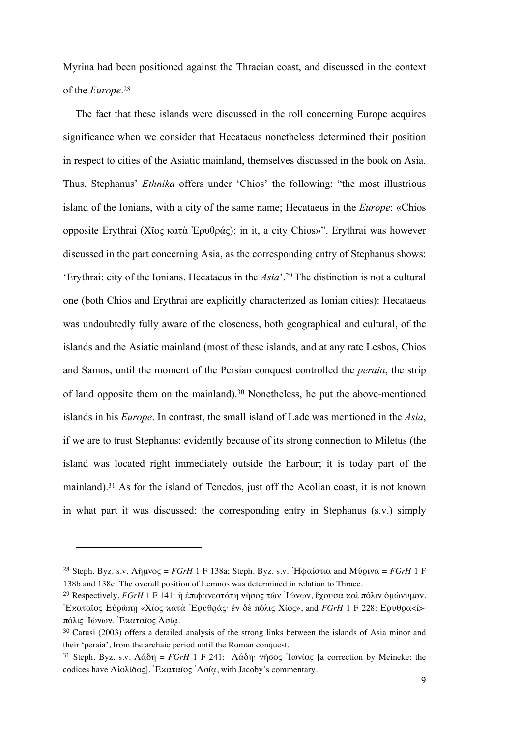Myrina had been positioned against the Thracian coast, and discussed in the context of the *Europe*.[28]

The fact that these islands were discussed in the roll concerning Europe acquires significance when we consider that Hecataeus nonetheless determined their position in respect to cities of the Asiatic mainland, themselves discussed in the book on Asia. Thus, Stephanus' *Ethnika* offers under 'Chios' the following: "the most illustrious island of the Ionians, with a city of the same name; Hecataeus in the *Europe*: «Chios opposite Erythrai (Χῖος κατὰ Ἐρυθράς); in it, a city Chios»". Erythrai was however discussed in the part concerning Asia, as the corresponding entry of Stephanus shows: 'Erythrai: city of the Ionians. Hecataeus in the *Asia*'.[29] The distinction is not a cultural one (both Chios and Erythrai are explicitly characterized as Ionian cities): Hecataeus was undoubtedly fully aware of the closeness, both geographical and cultural, of the islands and the Asiatic mainland (most of these islands, and at any rate Lesbos, Chios and Samos, until the moment of the Persian conquest controlled the *peraia*, the strip of land opposite them on the mainland).[30] Nonetheless, he put the above-mentioned islands in his *Europe*. In contrast, the small island of Lade was mentioned in the *Asia*, if we are to trust Stephanus: evidently because of its strong connection to Miletus (the island was located right immediately outside the harbour; it is today part of the mainland).[31] As for the island of Tenedos, just off the Aeolian coast, it is not known in what part it was discussed: the corresponding entry in Stephanus (s.v.) simply

---

[28] Steph. Byz. s.v. Λῆμνος = *FGrH* 1 F 138a; Steph. Byz. s.v. Ἡφαίστια and Μύρινα = *FGrH* 1 F 138b and 138c. The overall position of Lemnos was determined in relation to Thrace.

[29] Respectively, *FGrH* 1 F 141: ἡ ἐπιφανεστάτη νῆσος τῶν Ἰώνων, ἔχουσα καὶ πόλιν ὁμώνυμον. Ἑκαταῖος Εὐρώπῃ «Χίος κατὰ Ἐρυθράς· ἐν δὲ πόλις Χίος», and *FGrH* 1 F 228: Ερυθρα<ί>· πόλις Ἰώνων. Ἑκαταῖος Ἀσίᾳ.

[30] Carusi (2003) offers a detailed analysis of the strong links between the islands of Asia minor and their 'peraia', from the archaic period until the Roman conquest.

[31] Steph. Byz. s.v. Λάδη = *FGrH* 1 F 241: Λάδη· νῆσος Ἰωνίας [a correction by Meineke: the codices have Αἰολίδος]. Ἑκαταῖος Ἀσίᾳ, with Jacoby's commentary.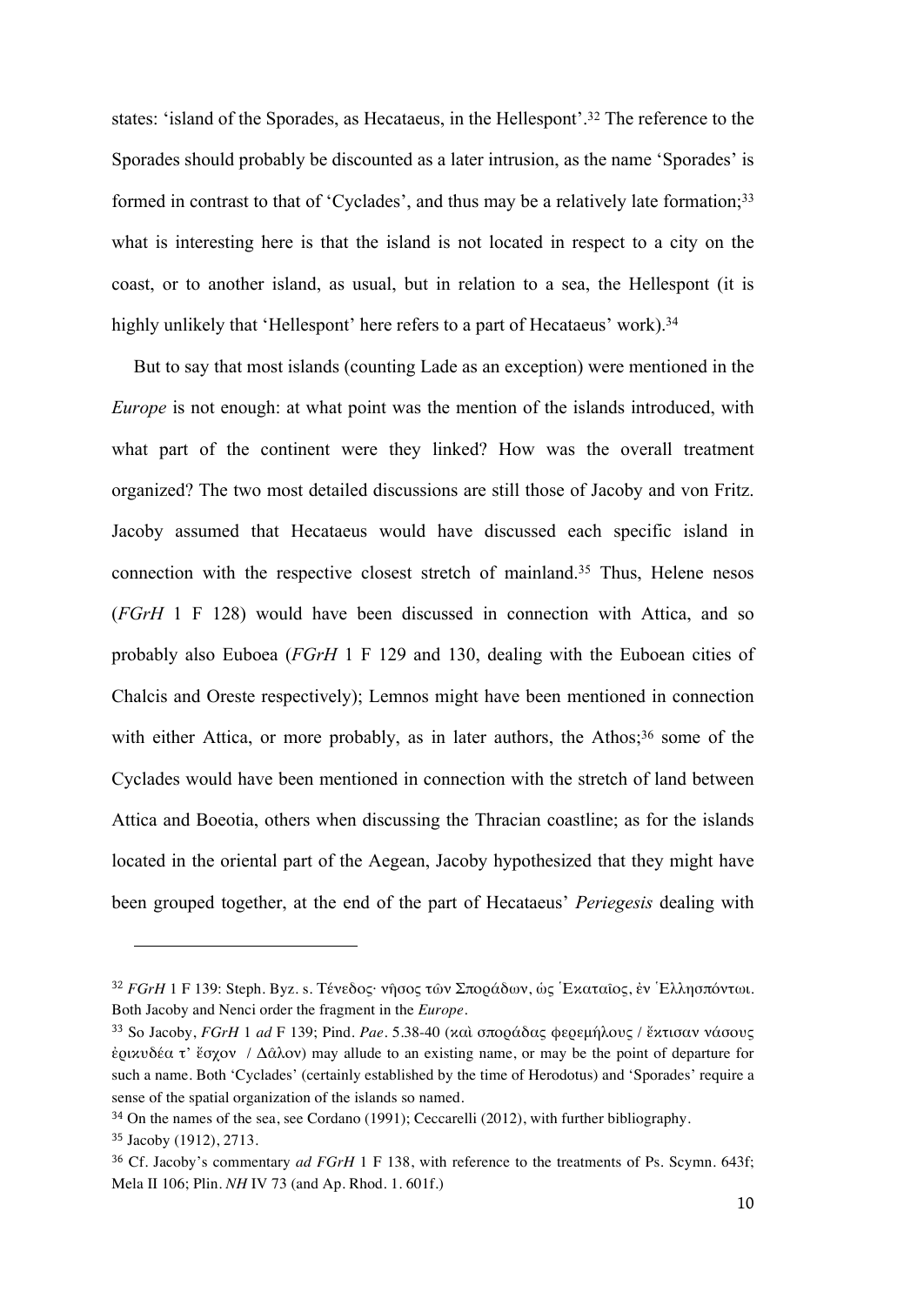states: 'island of the Sporades, as Hecataeus, in the Hellespont'.[32] The reference to the Sporades should probably be discounted as a later intrusion, as the name 'Sporades' is formed in contrast to that of 'Cyclades', and thus may be a relatively late formation;[33] what is interesting here is that the island is not located in respect to a city on the coast, or to another island, as usual, but in relation to a sea, the Hellespont (it is highly unlikely that 'Hellespont' here refers to a part of Hecataeus' work).[34]

But to say that most islands (counting Lade as an exception) were mentioned in the *Europe* is not enough: at what point was the mention of the islands introduced, with what part of the continent were they linked? How was the overall treatment organized? The two most detailed discussions are still those of Jacoby and von Fritz. Jacoby assumed that Hecataeus would have discussed each specific island in connection with the respective closest stretch of mainland.[35] Thus, Helene nesos (*FGrH* 1 F 128) would have been discussed in connection with Attica, and so probably also Euboea (*FGrH* 1 F 129 and 130, dealing with the Euboean cities of Chalcis and Oreste respectively); Lemnos might have been mentioned in connection with either Attica, or more probably, as in later authors, the Athos;[36] some of the Cyclades would have been mentioned in connection with the stretch of land between Attica and Boeotia, others when discussing the Thracian coastline; as for the islands located in the oriental part of the Aegean, Jacoby hypothesized that they might have been grouped together, at the end of the part of Hecataeus' *Periegesis* dealing with

---

[32] *FGrH* 1 F 139: Steph. Byz. s. Τένεδος· νῆσος τῶν Σποράδων, ὡς Ἑκαταῖος, ἐν Ἑλλησπόντωι. Both Jacoby and Nenci order the fragment in the *Europe*.

[33] So Jacoby, *FGrH* 1 *ad* F 139; Pind. *Pae*. 5.38-40 (καὶ σποράδας φερεμήλους / ἔκτισαν νάσους ἐρικυδέα τ' ἔσχον / Δᾶλον) may allude to an existing name, or may be the point of departure for such a name. Both 'Cyclades' (certainly established by the time of Herodotus) and 'Sporades' require a sense of the spatial organization of the islands so named.

[34] On the names of the sea, see Cordano (1991); Ceccarelli (2012), with further bibliography.

[35] Jacoby (1912), 2713.

[36] Cf. Jacoby's commentary *ad FGrH* 1 F 138, with reference to the treatments of Ps. Scymn. 643f; Mela II 106; Plin. *NH* IV 73 (and Ap. Rhod. 1. 601f.)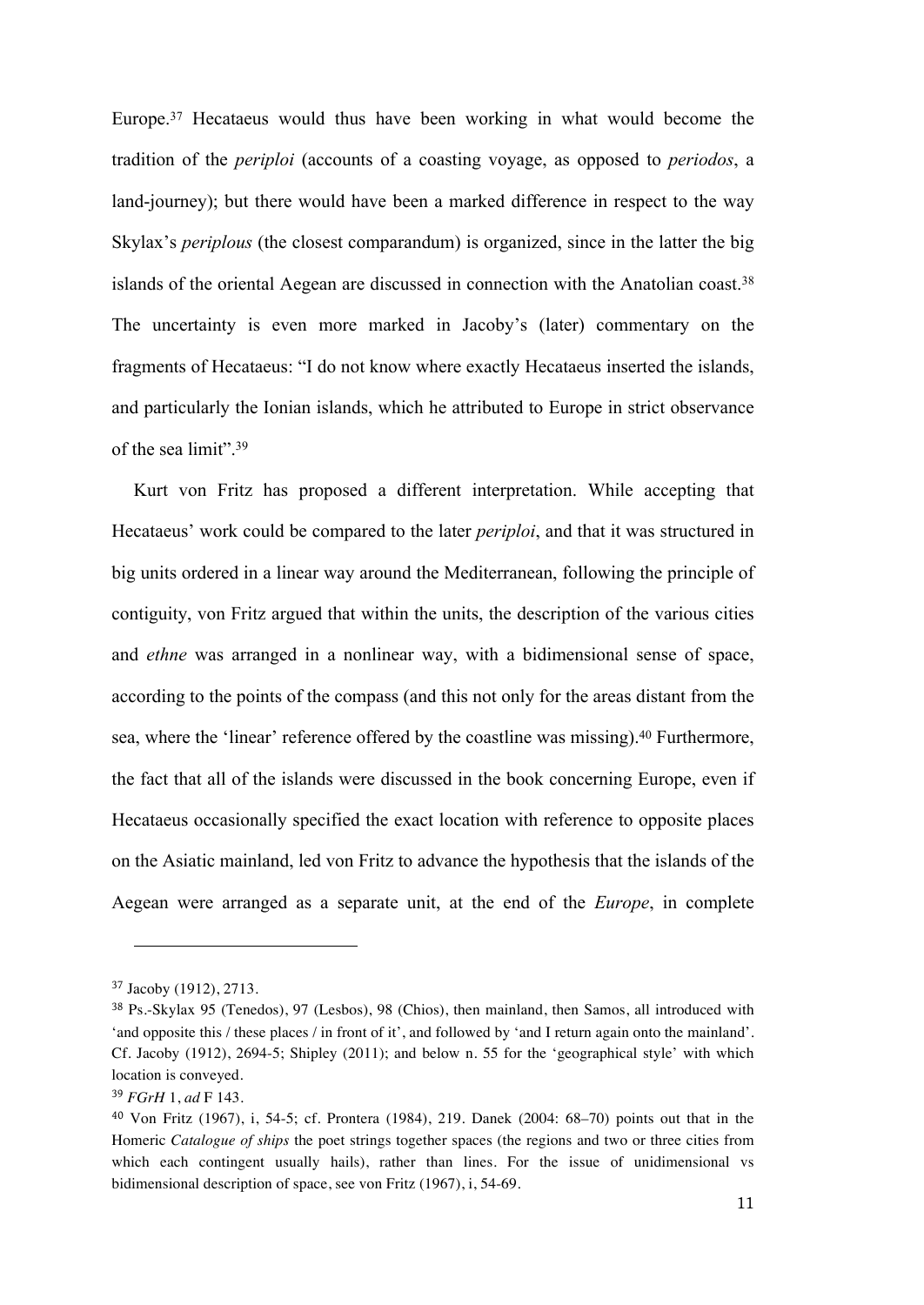Europe.[37] Hecataeus would thus have been working in what would become the tradition of the *periploi* (accounts of a coasting voyage, as opposed to *periodos*, a land-journey); but there would have been a marked difference in respect to the way Skylax's *periplous* (the closest comparandum) is organized, since in the latter the big islands of the oriental Aegean are discussed in connection with the Anatolian coast.[38] The uncertainty is even more marked in Jacoby's (later) commentary on the fragments of Hecataeus: "I do not know where exactly Hecataeus inserted the islands, and particularly the Ionian islands, which he attributed to Europe in strict observance of the sea limit".[39]

Kurt von Fritz has proposed a different interpretation. While accepting that Hecataeus' work could be compared to the later *periploi*, and that it was structured in big units ordered in a linear way around the Mediterranean, following the principle of contiguity, von Fritz argued that within the units, the description of the various cities and *ethne* was arranged in a nonlinear way, with a bidimensional sense of space, according to the points of the compass (and this not only for the areas distant from the sea, where the 'linear' reference offered by the coastline was missing).[40] Furthermore, the fact that all of the islands were discussed in the book concerning Europe, even if Hecataeus occasionally specified the exact location with reference to opposite places on the Asiatic mainland, led von Fritz to advance the hypothesis that the islands of the Aegean were arranged as a separate unit, at the end of the *Europe*, in complete

---

[37] Jacoby (1912), 2713.

[38] Ps.-Skylax 95 (Tenedos), 97 (Lesbos), 98 (Chios), then mainland, then Samos, all introduced with 'and opposite this / these places / in front of it', and followed by 'and I return again onto the mainland'. Cf. Jacoby (1912), 2694-5; Shipley (2011); and below n. 55 for the 'geographical style' with which location is conveyed.

[39] *FGrH* 1, *ad* F 143.

[40] Von Fritz (1967), i, 54-5; cf. Prontera (1984), 219. Danek (2004: 68–70) points out that in the Homeric *Catalogue of ships* the poet strings together spaces (the regions and two or three cities from which each contingent usually hails), rather than lines. For the issue of unidimensional vs bidimensional description of space, see von Fritz (1967), i, 54-69.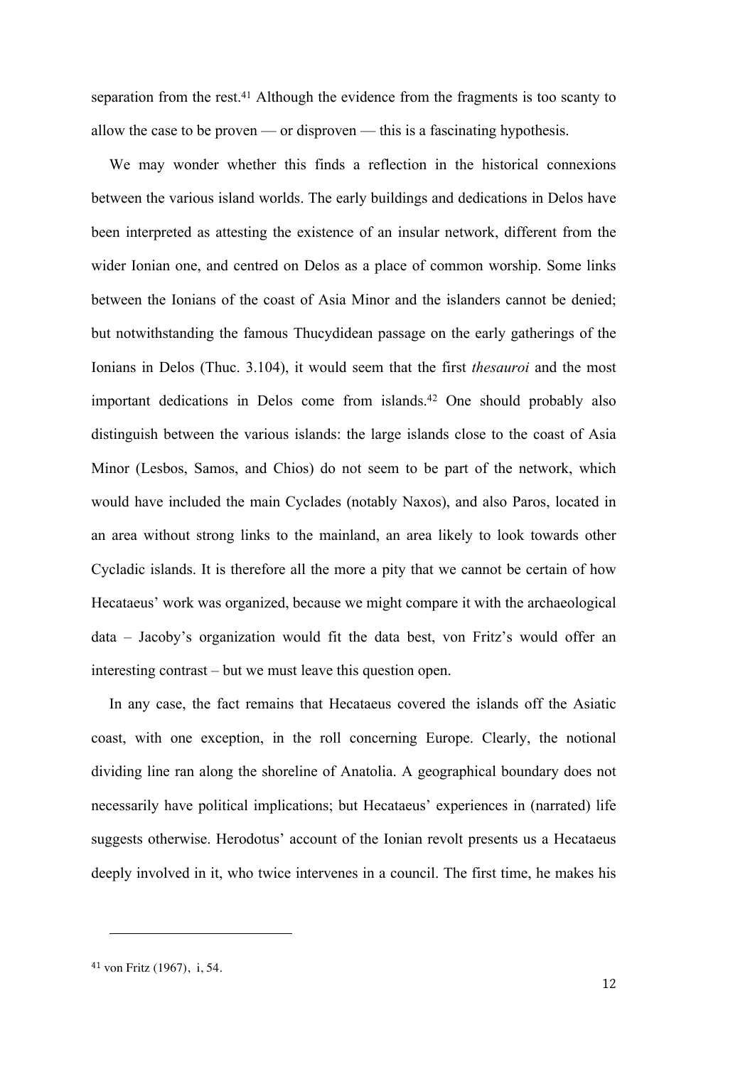separation from the rest.[41] Although the evidence from the fragments is too scanty to allow the case to be proven — or disproven — this is a fascinating hypothesis.

We may wonder whether this finds a reflection in the historical connexions between the various island worlds. The early buildings and dedications in Delos have been interpreted as attesting the existence of an insular network, different from the wider Ionian one, and centred on Delos as a place of common worship. Some links between the Ionians of the coast of Asia Minor and the islanders cannot be denied; but notwithstanding the famous Thucydidean passage on the early gatherings of the Ionians in Delos (Thuc. 3.104), it would seem that the first *thesauroi* and the most important dedications in Delos come from islands.[42] One should probably also distinguish between the various islands: the large islands close to the coast of Asia Minor (Lesbos, Samos, and Chios) do not seem to be part of the network, which would have included the main Cyclades (notably Naxos), and also Paros, located in an area without strong links to the mainland, an area likely to look towards other Cycladic islands. It is therefore all the more a pity that we cannot be certain of how Hecataeus' work was organized, because we might compare it with the archaeological data – Jacoby's organization would fit the data best, von Fritz's would offer an interesting contrast – but we must leave this question open.

In any case, the fact remains that Hecataeus covered the islands off the Asiatic coast, with one exception, in the roll concerning Europe. Clearly, the notional dividing line ran along the shoreline of Anatolia. A geographical boundary does not necessarily have political implications; but Hecataeus' experiences in (narrated) life suggests otherwise. Herodotus' account of the Ionian revolt presents us a Hecataeus deeply involved in it, who twice intervenes in a council. The first time, he makes his

---

[41] von Fritz (1967), i, 54.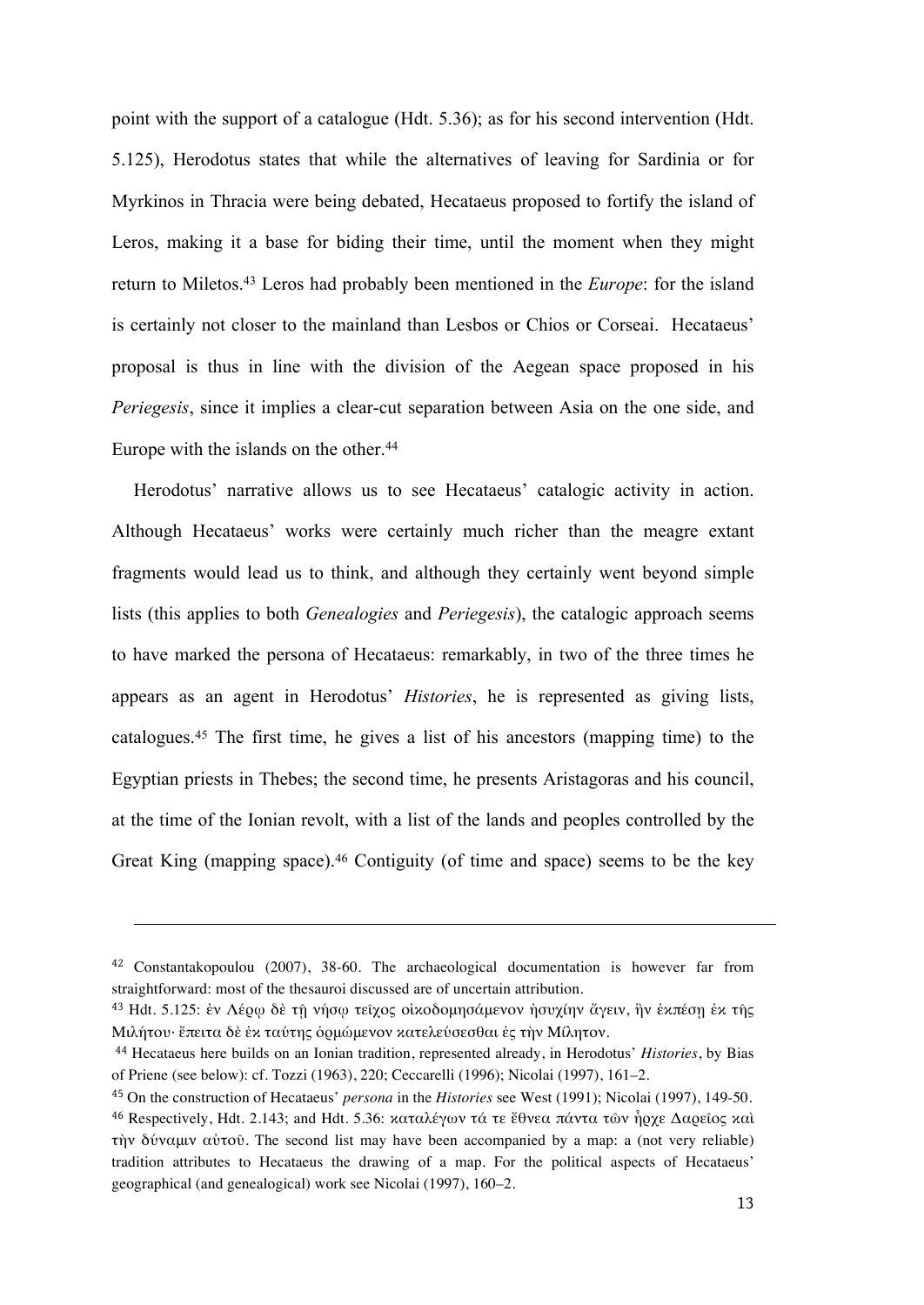point with the support of a catalogue (Hdt. 5.36); as for his second intervention (Hdt. 5.125), Herodotus states that while the alternatives of leaving for Sardinia or for Myrkinos in Thracia were being debated, Hecataeus proposed to fortify the island of Leros, making it a base for biding their time, until the moment when they might return to Miletos.[43] Leros had probably been mentioned in the *Europe*: for the island is certainly not closer to the mainland than Lesbos or Chios or Corseai. Hecataeus' proposal is thus in line with the division of the Aegean space proposed in his *Periegesis*, since it implies a clear-cut separation between Asia on the one side, and Europe with the islands on the other.[44]

Herodotus' narrative allows us to see Hecataeus' catalogic activity in action. Although Hecataeus' works were certainly much richer than the meagre extant fragments would lead us to think, and although they certainly went beyond simple lists (this applies to both *Genealogies* and *Periegesis*), the catalogic approach seems to have marked the persona of Hecataeus: remarkably, in two of the three times he appears as an agent in Herodotus' *Histories*, he is represented as giving lists, catalogues.[45] The first time, he gives a list of his ancestors (mapping time) to the Egyptian priests in Thebes; the second time, he presents Aristagoras and his council, at the time of the Ionian revolt, with a list of the lands and peoples controlled by the Great King (mapping space).[46] Contiguity (of time and space) seems to be the key

---

[42] Constantakopoulou (2007), 38-60. The archaeological documentation is however far from straightforward: most of the thesauroi discussed are of uncertain attribution.

[43] Hdt. 5.125: ἐν Λέρῳ δὲ τῇ νήσῳ τεῖχος οἰκοδομησάμενον ἡσυχίην ἄγειν, ἢν ἐκπέσῃ ἐκ τῆς Μιλήτου· ἔπειτα δὲ ἐκ ταύτης ὁρμώμενον κατελεύσεσθαι ἐς τὴν Μίλητον.

[44] Hecataeus here builds on an Ionian tradition, represented already, in Herodotus' *Histories*, by Bias of Priene (see below): cf. Tozzi (1963), 220; Ceccarelli (1996); Nicolai (1997), 161–2.

[45] On the construction of Hecataeus' *persona* in the *Histories* see West (1991); Nicolai (1997), 149-50.

[46] Respectively, Hdt. 2.143; and Hdt. 5.36: καταλέγων τά τε ἔθνεα πάντα τῶν ἦρχε Δαρεῖος καὶ τὴν δύναμιν αὐτοῦ. The second list may have been accompanied by a map: a (not very reliable) tradition attributes to Hecataeus the drawing of a map. For the political aspects of Hecataeus' geographical (and genealogical) work see Nicolai (1997), 160–2.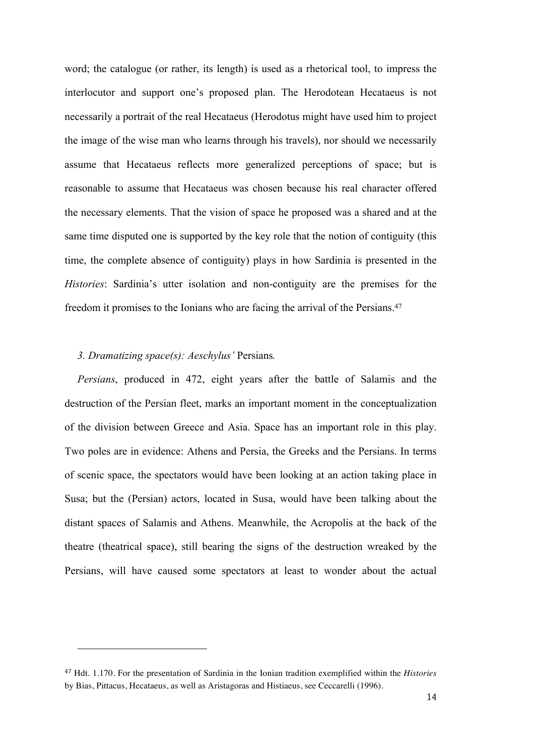word; the catalogue (or rather, its length) is used as a rhetorical tool, to impress the interlocutor and support one's proposed plan. The Herodotean Hecataeus is not necessarily a portrait of the real Hecataeus (Herodotus might have used him to project the image of the wise man who learns through his travels), nor should we necessarily assume that Hecataeus reflects more generalized perceptions of space; but is reasonable to assume that Hecataeus was chosen because his real character offered the necessary elements. That the vision of space he proposed was a shared and at the same time disputed one is supported by the key role that the notion of contiguity (this time, the complete absence of contiguity) plays in how Sardinia is presented in the *Histories*: Sardinia's utter isolation and non-contiguity are the premises for the freedom it promises to the Ionians who are facing the arrival of the Persians.[47]

### *3. Dramatizing space(s): Aeschylus'* Persians*.*

*Persians*, produced in 472, eight years after the battle of Salamis and the destruction of the Persian fleet, marks an important moment in the conceptualization of the division between Greece and Asia. Space has an important role in this play. Two poles are in evidence: Athens and Persia, the Greeks and the Persians. In terms of scenic space, the spectators would have been looking at an action taking place in Susa; but the (Persian) actors, located in Susa, would have been talking about the distant spaces of Salamis and Athens. Meanwhile, the Acropolis at the back of the theatre (theatrical space), still bearing the signs of the destruction wreaked by the Persians, will have caused some spectators at least to wonder about the actual

[47] Hdt. 1.170. For the presentation of Sardinia in the Ionian tradition exemplified within the *Histories* by Bias, Pittacus, Hecataeus, as well as Aristagoras and Histiaeus, see Ceccarelli (1996).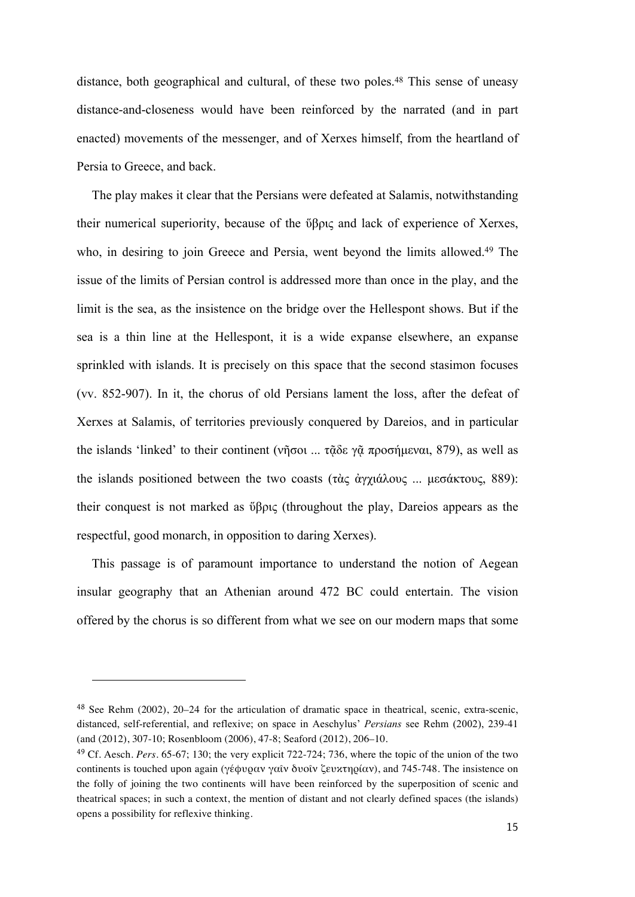distance, both geographical and cultural, of these two poles.[48] This sense of uneasy distance-and-closeness would have been reinforced by the narrated (and in part enacted) movements of the messenger, and of Xerxes himself, from the heartland of Persia to Greece, and back.

The play makes it clear that the Persians were defeated at Salamis, notwithstanding their numerical superiority, because of the ὕβρις and lack of experience of Xerxes, who, in desiring to join Greece and Persia, went beyond the limits allowed.[49] The issue of the limits of Persian control is addressed more than once in the play, and the limit is the sea, as the insistence on the bridge over the Hellespont shows. But if the sea is a thin line at the Hellespont, it is a wide expanse elsewhere, an expanse sprinkled with islands. It is precisely on this space that the second stasimon focuses (vv. 852-907). In it, the chorus of old Persians lament the loss, after the defeat of Xerxes at Salamis, of territories previously conquered by Dareios, and in particular the islands 'linked' to their continent (νῆσοι ... τᾶδε γᾶ προσήμεναι, 879), as well as the islands positioned between the two coasts (τὰς ἀγχιάλους ... μεσάκτους, 889): their conquest is not marked as ὕβρις (throughout the play, Dareios appears as the respectful, good monarch, in opposition to daring Xerxes).

This passage is of paramount importance to understand the notion of Aegean insular geography that an Athenian around 472 BC could entertain. The vision offered by the chorus is so different from what we see on our modern maps that some

---

[48] See Rehm (2002), 20–24 for the articulation of dramatic space in theatrical, scenic, extra-scenic, distanced, self-referential, and reflexive; on space in Aeschylus' *Persians* see Rehm (2002), 239-41 (and (2012), 307-10; Rosenbloom (2006), 47-8; Seaford (2012), 206–10.

[49] Cf. Aesch. *Pers*. 65-67; 130; the very explicit 722-724; 736, where the topic of the union of the two continents is touched upon again (γέφυραν γαῖν δυοῖν ζευκτηρίαν), and 745-748. The insistence on the folly of joining the two continents will have been reinforced by the superposition of scenic and theatrical spaces; in such a context, the mention of distant and not clearly defined spaces (the islands) opens a possibility for reflexive thinking.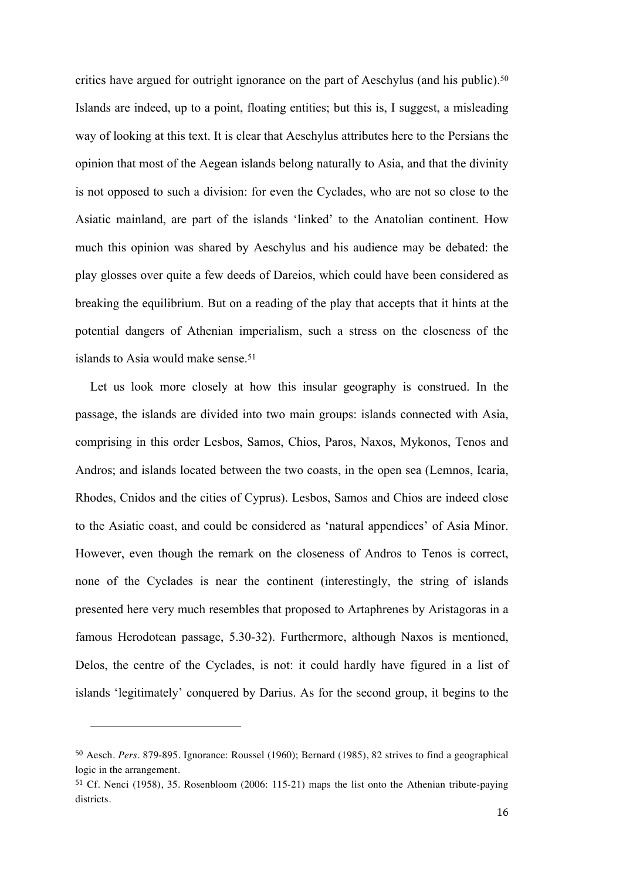critics have argued for outright ignorance on the part of Aeschylus (and his public).[50] Islands are indeed, up to a point, floating entities; but this is, I suggest, a misleading way of looking at this text. It is clear that Aeschylus attributes here to the Persians the opinion that most of the Aegean islands belong naturally to Asia, and that the divinity is not opposed to such a division: for even the Cyclades, who are not so close to the Asiatic mainland, are part of the islands 'linked' to the Anatolian continent. How much this opinion was shared by Aeschylus and his audience may be debated: the play glosses over quite a few deeds of Dareios, which could have been considered as breaking the equilibrium. But on a reading of the play that accepts that it hints at the potential dangers of Athenian imperialism, such a stress on the closeness of the islands to Asia would make sense.[51]

Let us look more closely at how this insular geography is construed. In the passage, the islands are divided into two main groups: islands connected with Asia, comprising in this order Lesbos, Samos, Chios, Paros, Naxos, Mykonos, Tenos and Andros; and islands located between the two coasts, in the open sea (Lemnos, Icaria, Rhodes, Cnidos and the cities of Cyprus). Lesbos, Samos and Chios are indeed close to the Asiatic coast, and could be considered as 'natural appendices' of Asia Minor. However, even though the remark on the closeness of Andros to Tenos is correct, none of the Cyclades is near the continent (interestingly, the string of islands presented here very much resembles that proposed to Artaphrenes by Aristagoras in a famous Herodotean passage, 5.30-32). Furthermore, although Naxos is mentioned, Delos, the centre of the Cyclades, is not: it could hardly have figured in a list of islands 'legitimately' conquered by Darius. As for the second group, it begins to the

---

[50] Aesch. *Pers*. 879-895. Ignorance: Roussel (1960); Bernard (1985), 82 strives to find a geographical logic in the arrangement.

[51] Cf. Nenci (1958), 35. Rosenbloom (2006: 115-21) maps the list onto the Athenian tribute-paying districts.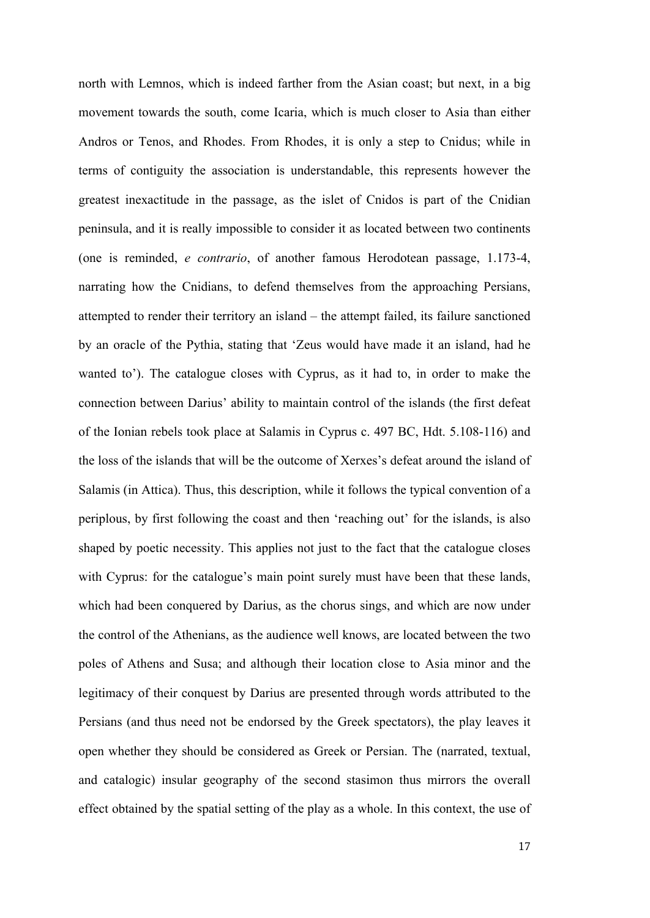north with Lemnos, which is indeed farther from the Asian coast; but next, in a big movement towards the south, come Icaria, which is much closer to Asia than either Andros or Tenos, and Rhodes. From Rhodes, it is only a step to Cnidus; while in terms of contiguity the association is understandable, this represents however the greatest inexactitude in the passage, as the islet of Cnidos is part of the Cnidian peninsula, and it is really impossible to consider it as located between two continents (one is reminded, *e contrario*, of another famous Herodotean passage, 1.173-4, narrating how the Cnidians, to defend themselves from the approaching Persians, attempted to render their territory an island – the attempt failed, its failure sanctioned by an oracle of the Pythia, stating that 'Zeus would have made it an island, had he wanted to'). The catalogue closes with Cyprus, as it had to, in order to make the connection between Darius' ability to maintain control of the islands (the first defeat of the Ionian rebels took place at Salamis in Cyprus c. 497 BC, Hdt. 5.108-116) and the loss of the islands that will be the outcome of Xerxes's defeat around the island of Salamis (in Attica). Thus, this description, while it follows the typical convention of a periplous, by first following the coast and then 'reaching out' for the islands, is also shaped by poetic necessity. This applies not just to the fact that the catalogue closes with Cyprus: for the catalogue's main point surely must have been that these lands, which had been conquered by Darius, as the chorus sings, and which are now under the control of the Athenians, as the audience well knows, are located between the two poles of Athens and Susa; and although their location close to Asia minor and the legitimacy of their conquest by Darius are presented through words attributed to the Persians (and thus need not be endorsed by the Greek spectators), the play leaves it open whether they should be considered as Greek or Persian. The (narrated, textual, and catalogic) insular geography of the second stasimon thus mirrors the overall effect obtained by the spatial setting of the play as a whole. In this context, the use of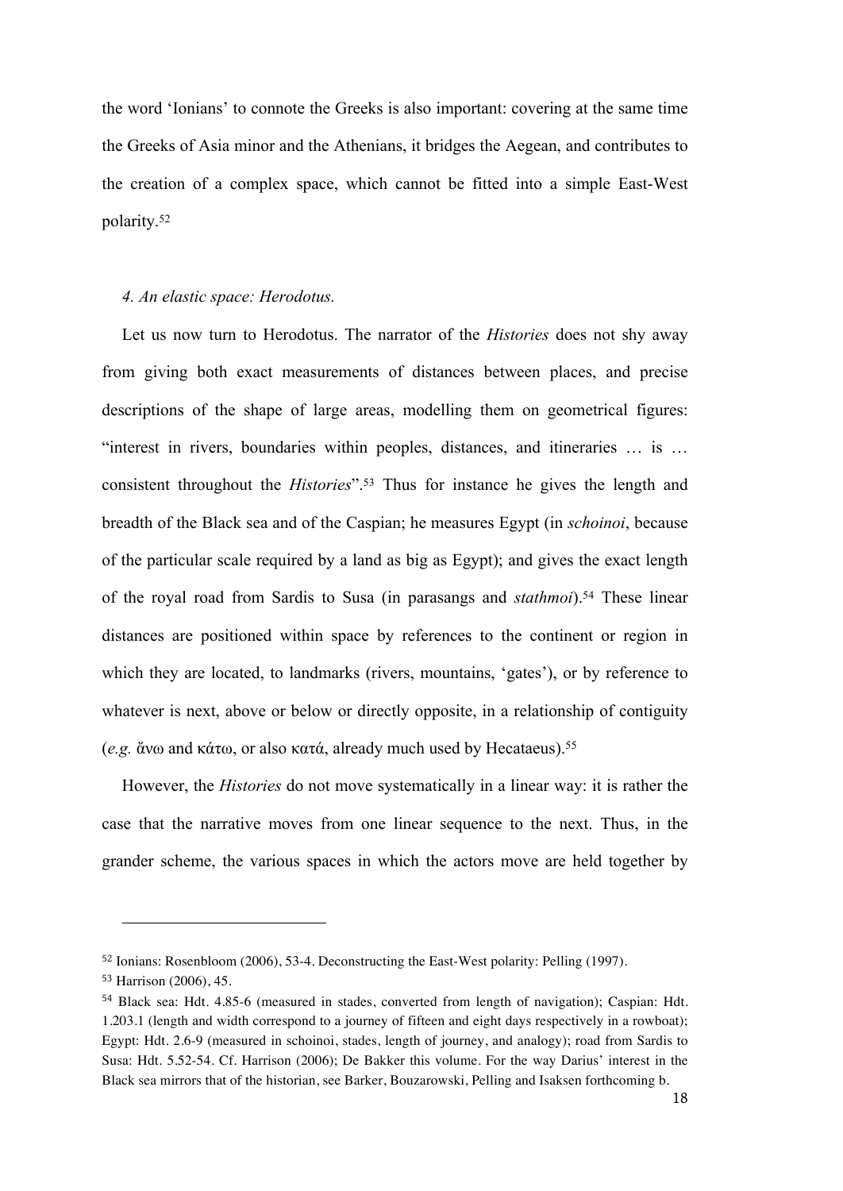the word 'Ionians' to connote the Greeks is also important: covering at the same time the Greeks of Asia minor and the Athenians, it bridges the Aegean, and contributes to the creation of a complex space, which cannot be fitted into a simple East-West polarity.[52]

### *4. An elastic space: Herodotus.*

Let us now turn to Herodotus. The narrator of the *Histories* does not shy away from giving both exact measurements of distances between places, and precise descriptions of the shape of large areas, modelling them on geometrical figures: "interest in rivers, boundaries within peoples, distances, and itineraries … is … consistent throughout the *Histories*".[53] Thus for instance he gives the length and breadth of the Black sea and of the Caspian; he measures Egypt (in *schoinoi*, because of the particular scale required by a land as big as Egypt); and gives the exact length of the royal road from Sardis to Susa (in parasangs and *stathmoi*).[54] These linear distances are positioned within space by references to the continent or region in which they are located, to landmarks (rivers, mountains, 'gates'), or by reference to whatever is next, above or below or directly opposite, in a relationship of contiguity (*e.g.* ἄνω and κάτω, or also κατά, already much used by Hecataeus).[55]

However, the *Histories* do not move systematically in a linear way: it is rather the case that the narrative moves from one linear sequence to the next. Thus, in the grander scheme, the various spaces in which the actors move are held together by

---

[52] Ionians: Rosenbloom (2006), 53-4. Deconstructing the East-West polarity: Pelling (1997).

[53] Harrison (2006), 45.

[54] Black sea: Hdt. 4.85-6 (measured in stades, converted from length of navigation); Caspian: Hdt. 1.203.1 (length and width correspond to a journey of fifteen and eight days respectively in a rowboat); Egypt: Hdt. 2.6-9 (measured in schoinoi, stades, length of journey, and analogy); road from Sardis to Susa: Hdt. 5.52-54. Cf. Harrison (2006); De Bakker this volume. For the way Darius' interest in the Black sea mirrors that of the historian, see Barker, Bouzarowski, Pelling and Isaksen forthcoming b.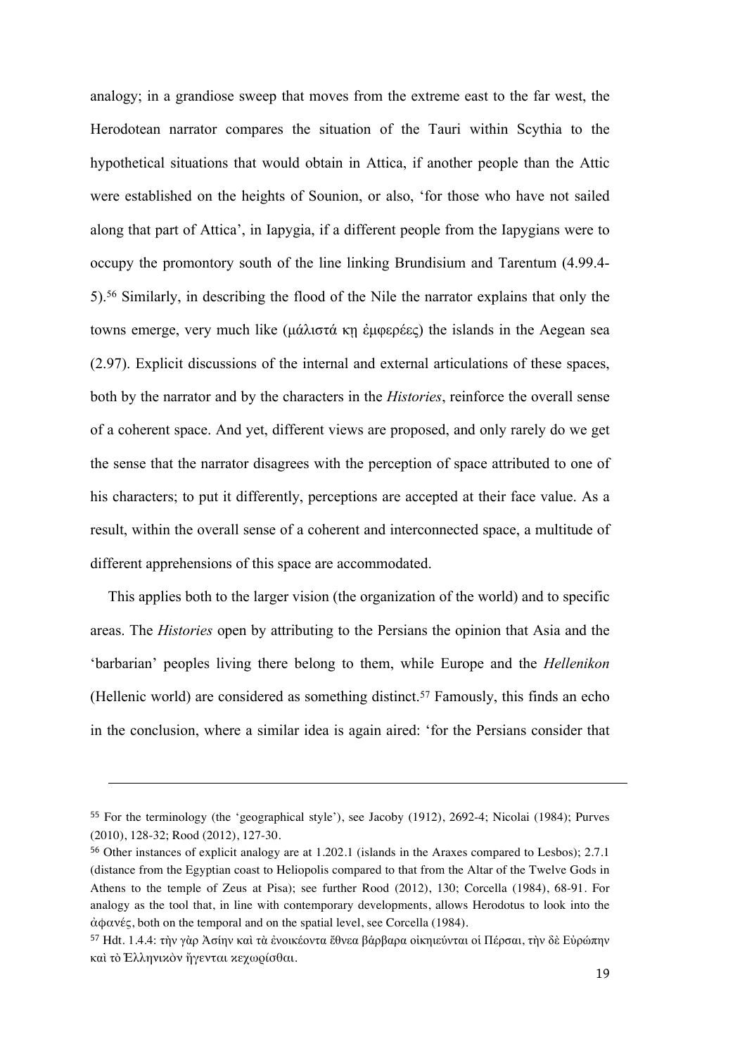analogy; in a grandiose sweep that moves from the extreme east to the far west, the Herodotean narrator compares the situation of the Tauri within Scythia to the hypothetical situations that would obtain in Attica, if another people than the Attic were established on the heights of Sounion, or also, 'for those who have not sailed along that part of Attica', in Iapygia, if a different people from the Iapygians were to occupy the promontory south of the line linking Brundisium and Tarentum (4.99.4-5).[56] Similarly, in describing the flood of the Nile the narrator explains that only the towns emerge, very much like (μάλιστά κῃ ἐμφερέες) the islands in the Aegean sea (2.97). Explicit discussions of the internal and external articulations of these spaces, both by the narrator and by the characters in the *Histories*, reinforce the overall sense of a coherent space. And yet, different views are proposed, and only rarely do we get the sense that the narrator disagrees with the perception of space attributed to one of his characters; to put it differently, perceptions are accepted at their face value. As a result, within the overall sense of a coherent and interconnected space, a multitude of different apprehensions of this space are accommodated.

This applies both to the larger vision (the organization of the world) and to specific areas. The *Histories* open by attributing to the Persians the opinion that Asia and the 'barbarian' peoples living there belong to them, while Europe and the *Hellenikon* (Hellenic world) are considered as something distinct.[57] Famously, this finds an echo in the conclusion, where a similar idea is again aired: 'for the Persians consider that

---

[55] For the terminology (the 'geographical style'), see Jacoby (1912), 2692-4; Nicolai (1984); Purves (2010), 128-32; Rood (2012), 127-30.

[56] Other instances of explicit analogy are at 1.202.1 (islands in the Araxes compared to Lesbos); 2.7.1 (distance from the Egyptian coast to Heliopolis compared to that from the Altar of the Twelve Gods in Athens to the temple of Zeus at Pisa); see further Rood (2012), 130; Corcella (1984), 68-91. For analogy as the tool that, in line with contemporary developments, allows Herodotus to look into the ἀφανές, both on the temporal and on the spatial level, see Corcella (1984).

[57] Hdt. 1.4.4: τὴν γὰρ Ἀσίην καὶ τὰ ἐνοικέοντα ἔθνεα βάρβαρα οἰκηιεῦνται οἱ Πέρσαι, τὴν δὲ Εὐρώπην καὶ τὸ Ἑλληνικὸν ἥγενται κεχωρίσθαι.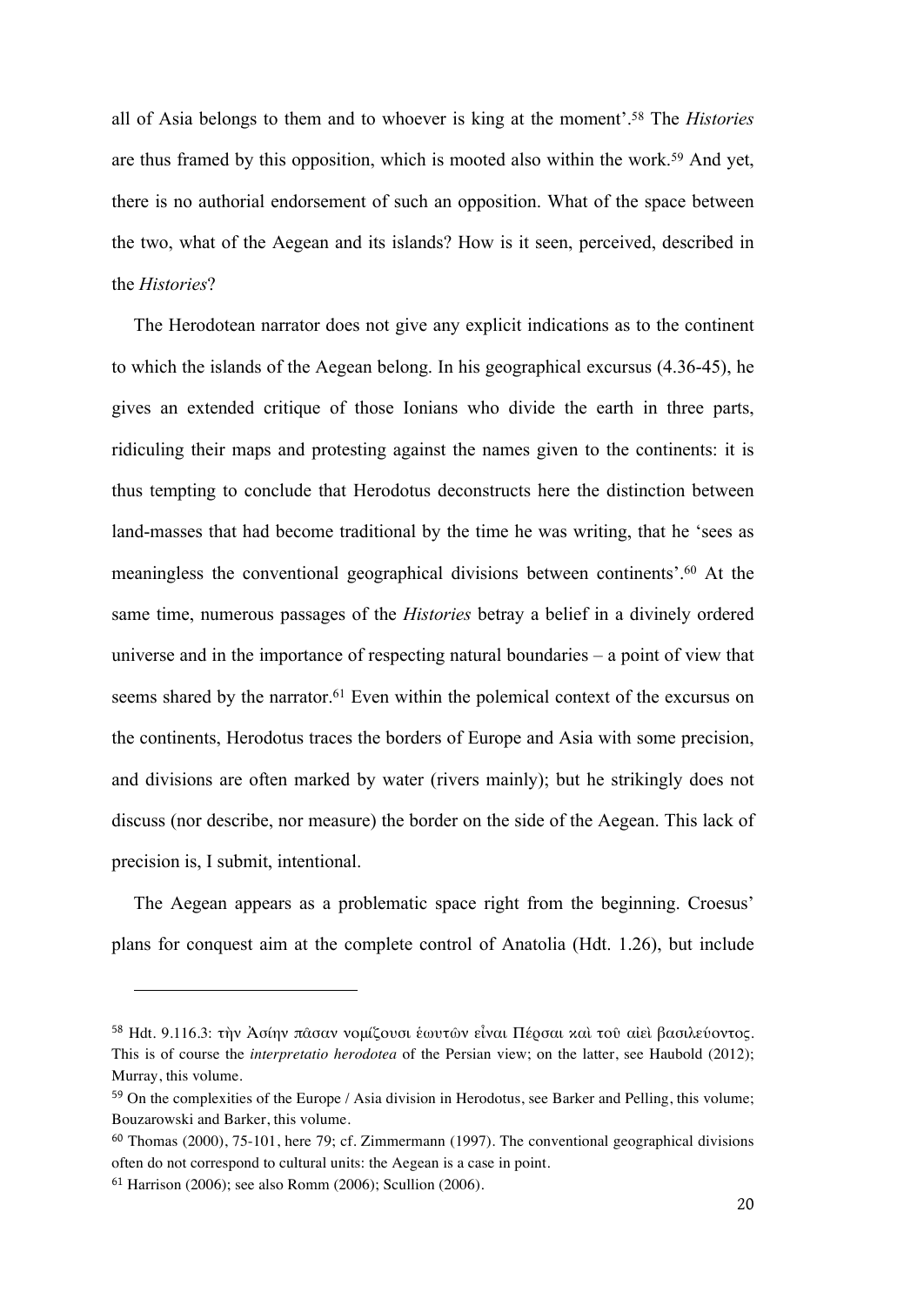all of Asia belongs to them and to whoever is king at the moment'.[58] The *Histories* are thus framed by this opposition, which is mooted also within the work.[59] And yet, there is no authorial endorsement of such an opposition. What of the space between the two, what of the Aegean and its islands? How is it seen, perceived, described in the *Histories*?

The Herodotean narrator does not give any explicit indications as to the continent to which the islands of the Aegean belong. In his geographical excursus (4.36-45), he gives an extended critique of those Ionians who divide the earth in three parts, ridiculing their maps and protesting against the names given to the continents: it is thus tempting to conclude that Herodotus deconstructs here the distinction between land-masses that had become traditional by the time he was writing, that he 'sees as meaningless the conventional geographical divisions between continents'.[60] At the same time, numerous passages of the *Histories* betray a belief in a divinely ordered universe and in the importance of respecting natural boundaries – a point of view that seems shared by the narrator.[61] Even within the polemical context of the excursus on the continents, Herodotus traces the borders of Europe and Asia with some precision, and divisions are often marked by water (rivers mainly); but he strikingly does not discuss (nor describe, nor measure) the border on the side of the Aegean. This lack of precision is, I submit, intentional.

The Aegean appears as a problematic space right from the beginning. Croesus' plans for conquest aim at the complete control of Anatolia (Hdt. 1.26), but include

---

[58] Hdt. 9.116.3: τὴν Ἀσίην πᾶσαν νομίζουσι ἑωυτῶν εἶναι Πέρσαι καὶ τοῦ αἰεὶ βασιλεύοντος. This is of course the *interpretatio herodotea* of the Persian view; on the latter, see Haubold (2012); Murray, this volume.

[59] On the complexities of the Europe / Asia division in Herodotus, see Barker and Pelling, this volume; Bouzarowski and Barker, this volume.

[60] Thomas (2000), 75-101, here 79; cf. Zimmermann (1997). The conventional geographical divisions often do not correspond to cultural units: the Aegean is a case in point.

[61] Harrison (2006); see also Romm (2006); Scullion (2006).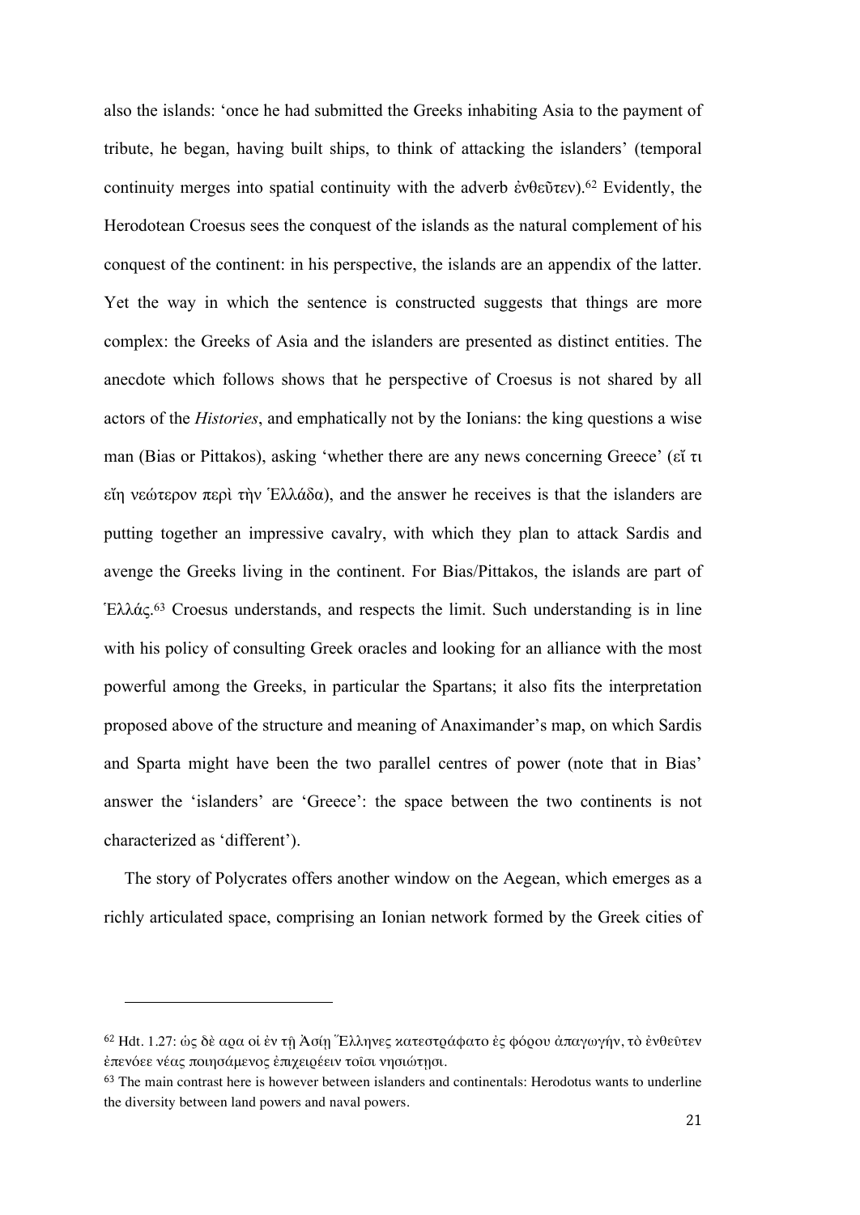also the islands: 'once he had submitted the Greeks inhabiting Asia to the payment of tribute, he began, having built ships, to think of attacking the islanders' (temporal continuity merges into spatial continuity with the adverb ἐνθεῦτεν).[62] Evidently, the Herodotean Croesus sees the conquest of the islands as the natural complement of his conquest of the continent: in his perspective, the islands are an appendix of the latter. Yet the way in which the sentence is constructed suggests that things are more complex: the Greeks of Asia and the islanders are presented as distinct entities. The anecdote which follows shows that he perspective of Croesus is not shared by all actors of the *Histories*, and emphatically not by the Ionians: the king questions a wise man (Bias or Pittakos), asking 'whether there are any news concerning Greece' (εἴ τι εἴη νεώτερον περὶ τὴν Ἑλλάδα), and the answer he receives is that the islanders are putting together an impressive cavalry, with which they plan to attack Sardis and avenge the Greeks living in the continent. For Bias/Pittakos, the islands are part of Ἑλλάς.[63] Croesus understands, and respects the limit. Such understanding is in line with his policy of consulting Greek oracles and looking for an alliance with the most powerful among the Greeks, in particular the Spartans; it also fits the interpretation proposed above of the structure and meaning of Anaximander's map, on which Sardis and Sparta might have been the two parallel centres of power (note that in Bias' answer the 'islanders' are 'Greece': the space between the two continents is not characterized as 'different').

The story of Polycrates offers another window on the Aegean, which emerges as a richly articulated space, comprising an Ionian network formed by the Greek cities of

---

[62] Hdt. 1.27: ὡς δὲ αρα οἱ ἐν τῇ Ἀσίῃ Ἕλληνες κατεστράφατο ἐς φόρου ἀπαγωγήν, τὸ ἐνθεῦτεν ἐπενόεε νέας ποιησάμενος ἐπιχειρέειν τοῖσι νησιώτῃσι.

[63] The main contrast here is however between islanders and continentals: Herodotus wants to underline the diversity between land powers and naval powers.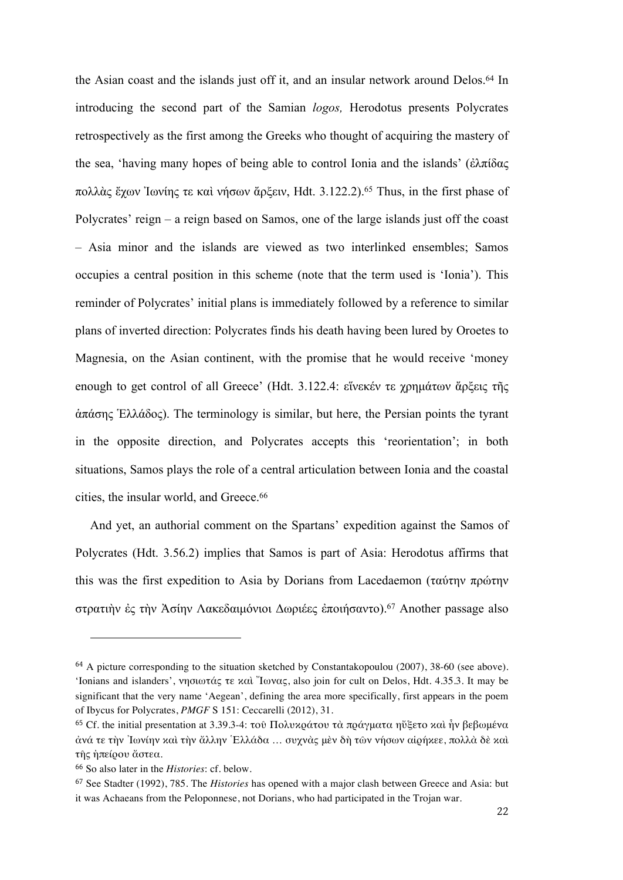the Asian coast and the islands just off it, and an insular network around Delos.[64] In introducing the second part of the Samian *logos,* Herodotus presents Polycrates retrospectively as the first among the Greeks who thought of acquiring the mastery of the sea, 'having many hopes of being able to control Ionia and the islands' (ἐλπίδας πολλὰς ἔχων Ἰωνίης τε καὶ νήσων ἄρξειν, Hdt. 3.122.2).[65] Thus, in the first phase of Polycrates' reign – a reign based on Samos, one of the large islands just off the coast – Asia minor and the islands are viewed as two interlinked ensembles; Samos occupies a central position in this scheme (note that the term used is 'Ionia'). This reminder of Polycrates' initial plans is immediately followed by a reference to similar plans of inverted direction: Polycrates finds his death having been lured by Oroetes to Magnesia, on the Asian continent, with the promise that he would receive 'money enough to get control of all Greece' (Hdt. 3.122.4: εἵνεκέν τε χρημάτων ἄρξεις τῆς ἁπάσης Ἑλλάδος). The terminology is similar, but here, the Persian points the tyrant in the opposite direction, and Polycrates accepts this 'reorientation'; in both situations, Samos plays the role of a central articulation between Ionia and the coastal cities, the insular world, and Greece.[66]

And yet, an authorial comment on the Spartans' expedition against the Samos of Polycrates (Hdt. 3.56.2) implies that Samos is part of Asia: Herodotus affirms that this was the first expedition to Asia by Dorians from Lacedaemon (ταύτην πρώτην στρατιὴν ἐς τὴν Ἀσίην Λακεδαιμόνιοι Δωριέες ἐποιήσαντο).[67] Another passage also

---

[64] A picture corresponding to the situation sketched by Constantakopoulou (2007), 38-60 (see above). 'Ionians and islanders', νησιωτάς τε καὶ Ἴωνας, also join for cult on Delos, Hdt. 4.35.3. It may be significant that the very name 'Aegean', defining the area more specifically, first appears in the poem of Ibycus for Polycrates, *PMGF* S 151: Ceccarelli (2012), 31.

[65] Cf. the initial presentation at 3.39.3-4: τοῦ Πολυκράτου τὰ πρήγματα ηὔξετο καὶ ἦν βεβωμένα ἀνά τε τὴν Ἰωνίην καὶ τὴν ἄλλην Ἑλλάδα … συχνὰς μὲν δὴ τῶν νήσων αἱρήκεε, πολλὰ δὲ καὶ τῆς ἠπείρου ἄστεα.

[66] So also later in the *Histories*: cf. below.

[67] See Stadter (1992), 785. The *Histories* has opened with a major clash between Greece and Asia: but it was Achaeans from the Peloponnese, not Dorians, who had participated in the Trojan war.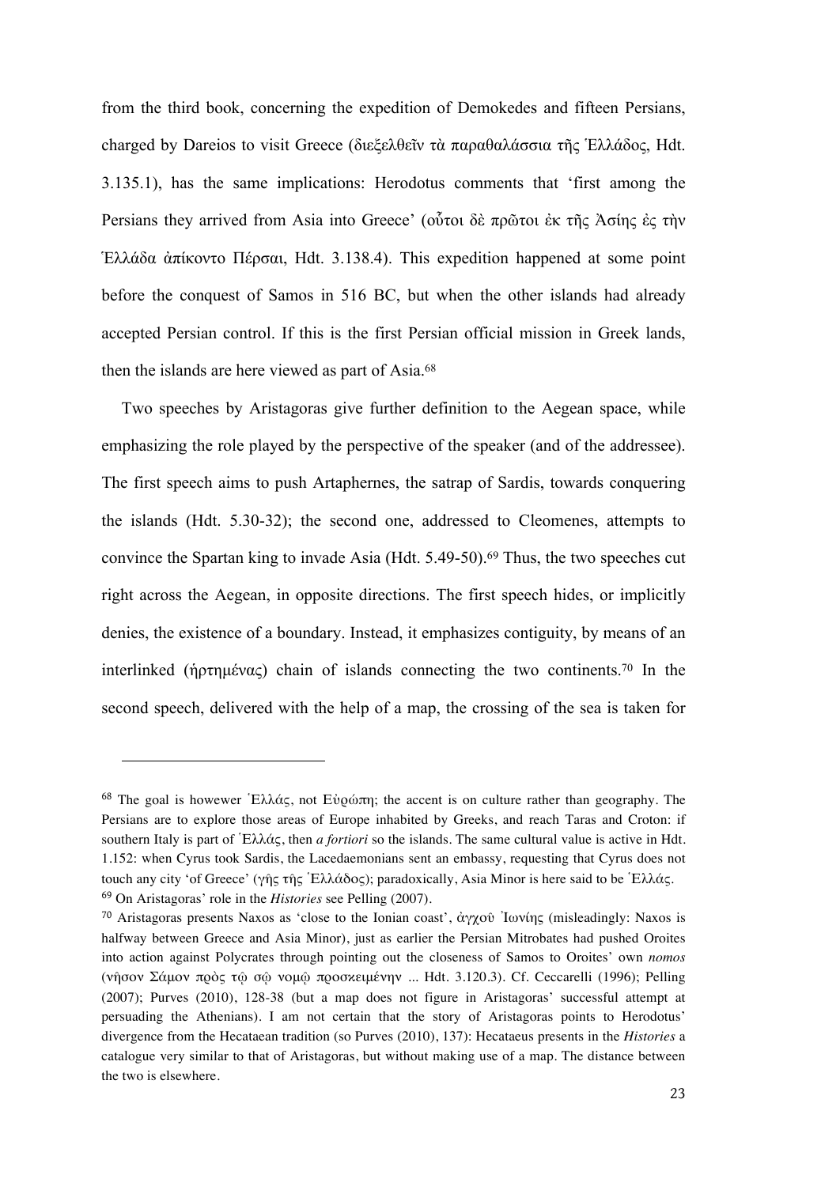from the third book, concerning the expedition of Demokedes and fifteen Persians, charged by Dareios to visit Greece (διεξελθεῖν τὰ παραθαλάσσια τῆς Ἑλλάδος, Hdt. 3.135.1), has the same implications: Herodotus comments that 'first among the Persians they arrived from Asia into Greece' (οὗτοι δὲ πρῶτοι ἐκ τῆς Ἀσίης ἐς τὴν Ἑλλάδα ἀπίκοντο Πέρσαι, Hdt. 3.138.4). This expedition happened at some point before the conquest of Samos in 516 BC, but when the other islands had already accepted Persian control. If this is the first Persian official mission in Greek lands, then the islands are here viewed as part of Asia.[68]

Two speeches by Aristagoras give further definition to the Aegean space, while emphasizing the role played by the perspective of the speaker (and of the addressee). The first speech aims to push Artaphernes, the satrap of Sardis, towards conquering the islands (Hdt. 5.30-32); the second one, addressed to Cleomenes, attempts to convince the Spartan king to invade Asia (Hdt. 5.49-50).[69] Thus, the two speeches cut right across the Aegean, in opposite directions. The first speech hides, or implicitly denies, the existence of a boundary. Instead, it emphasizes contiguity, by means of an interlinked (ἠρτημένας) chain of islands connecting the two continents.[70] In the second speech, delivered with the help of a map, the crossing of the sea is taken for

---

[68] The goal is howewer Ἑλλάς, not Εὐρώπη; the accent is on culture rather than geography. The Persians are to explore those areas of Europe inhabited by Greeks, and reach Taras and Croton: if southern Italy is part of Ἑλλάς, then *a fortiori* so the islands. The same cultural value is active in Hdt. 1.152: when Cyrus took Sardis, the Lacedaemonians sent an embassy, requesting that Cyrus does not touch any city 'of Greece' (γῆς τῆς Ἑλλάδος); paradoxically, Asia Minor is here said to be Ἑλλάς.

[69] On Aristagoras' role in the *Histories* see Pelling (2007).

[70] Aristagoras presents Naxos as 'close to the Ionian coast', ἀγχοῦ Ἰωνίης (misleadingly: Naxos is halfway between Greece and Asia Minor), just as earlier the Persian Mitrobates had pushed Oroites into action against Polycrates through pointing out the closeness of Samos to Oroites' own *nomos* (νῆσον Σάμον πρὸς τῷ σῷ νομῷ προσκειμένην ... Hdt. 3.120.3). Cf. Ceccarelli (1996); Pelling (2007); Purves (2010), 128-38 (but a map does not figure in Aristagoras' successful attempt at persuading the Athenians). I am not certain that the story of Aristagoras points to Herodotus' divergence from the Hecataean tradition (so Purves (2010), 137): Hecataeus presents in the *Histories* a catalogue very similar to that of Aristagoras, but without making use of a map. The distance between the two is elsewhere.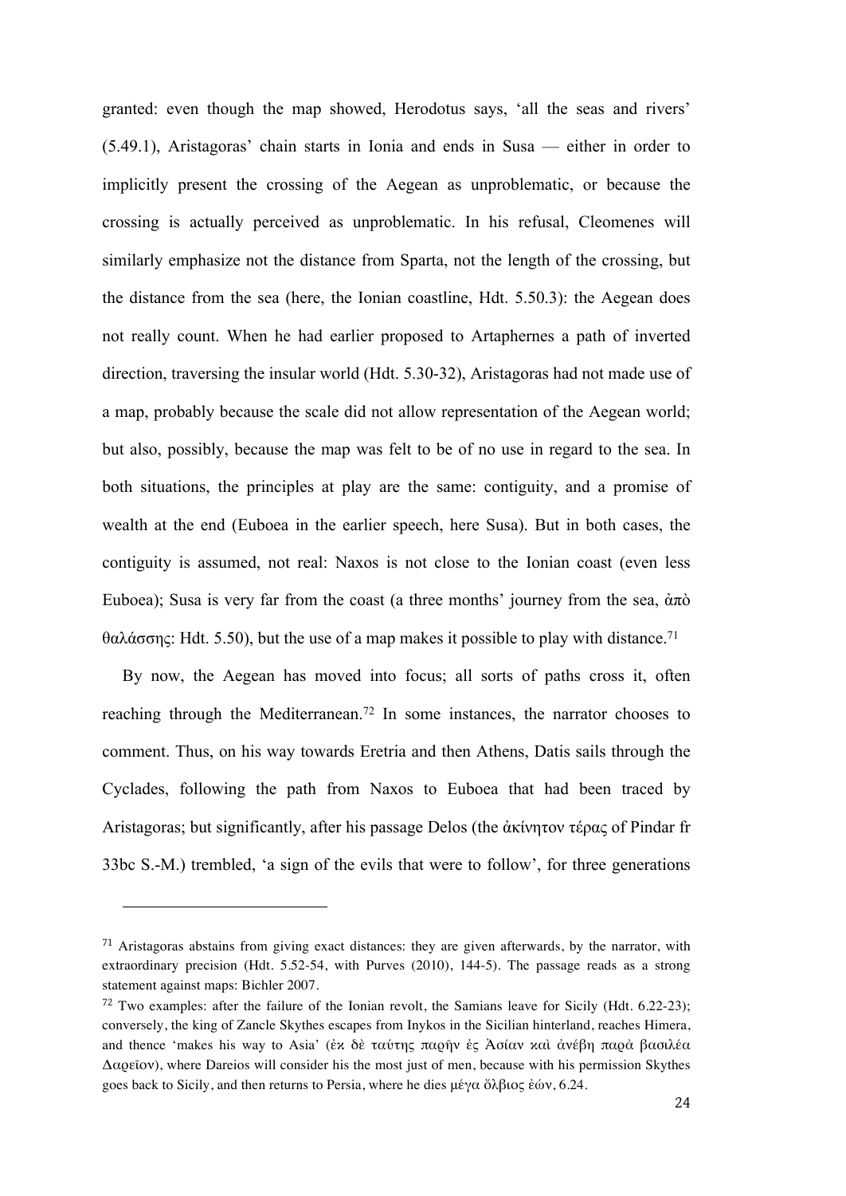granted: even though the map showed, Herodotus says, 'all the seas and rivers' (5.49.1), Aristagoras' chain starts in Ionia and ends in Susa — either in order to implicitly present the crossing of the Aegean as unproblematic, or because the crossing is actually perceived as unproblematic. In his refusal, Cleomenes will similarly emphasize not the distance from Sparta, not the length of the crossing, but the distance from the sea (here, the Ionian coastline, Hdt. 5.50.3): the Aegean does not really count. When he had earlier proposed to Artaphernes a path of inverted direction, traversing the insular world (Hdt. 5.30-32), Aristagoras had not made use of a map, probably because the scale did not allow representation of the Aegean world; but also, possibly, because the map was felt to be of no use in regard to the sea. In both situations, the principles at play are the same: contiguity, and a promise of wealth at the end (Euboea in the earlier speech, here Susa). But in both cases, the contiguity is assumed, not real: Naxos is not close to the Ionian coast (even less Euboea); Susa is very far from the coast (a three months' journey from the sea, ἀπὸ θαλάσσης: Hdt. 5.50), but the use of a map makes it possible to play with distance.[71]

By now, the Aegean has moved into focus; all sorts of paths cross it, often reaching through the Mediterranean.[72] In some instances, the narrator chooses to comment. Thus, on his way towards Eretria and then Athens, Datis sails through the Cyclades, following the path from Naxos to Euboea that had been traced by Aristagoras; but significantly, after his passage Delos (the ἀκίνητον τέρας of Pindar fr 33bc S.-M.) trembled, 'a sign of the evils that were to follow', for three generations

---

[71] Aristagoras abstains from giving exact distances: they are given afterwards, by the narrator, with extraordinary precision (Hdt. 5.52-54, with Purves (2010), 144-5). The passage reads as a strong statement against maps: Bichler 2007.

[72] Two examples: after the failure of the Ionian revolt, the Samians leave for Sicily (Hdt. 6.22-23); conversely, the king of Zancle Skythes escapes from Inykos in the Sicilian hinterland, reaches Himera, and thence 'makes his way to Asia' (ἐκ δὲ ταύτης παρῆν ἐς Ἀσίαν καὶ ἀνέβη παρὰ βασιλέα Δαρεῖον), where Dareios will consider his the most just of men, because with his permission Skythes goes back to Sicily, and then returns to Persia, where he dies μέγα ὄλβιος ἐών, 6.24.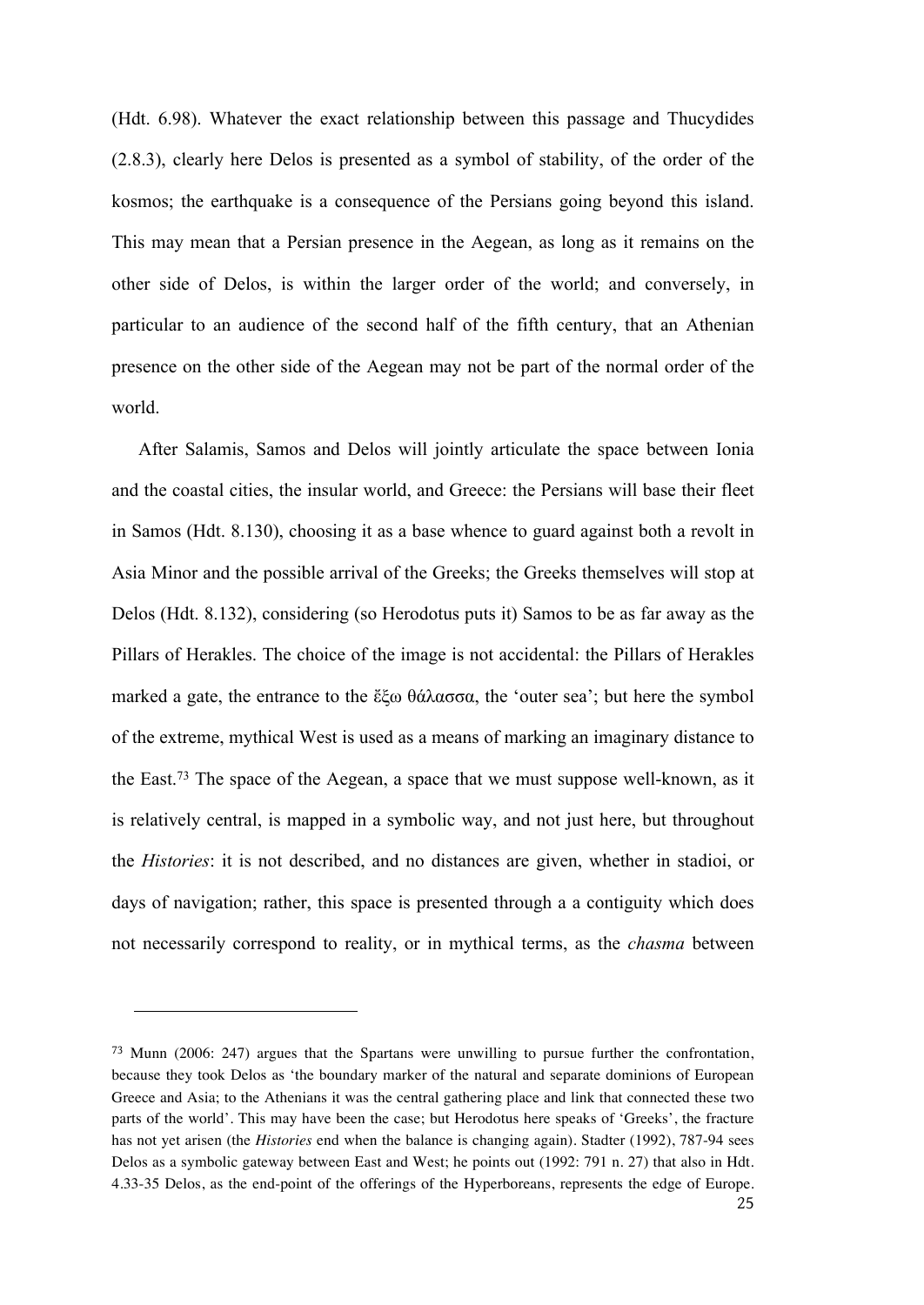(Hdt. 6.98). Whatever the exact relationship between this passage and Thucydides (2.8.3), clearly here Delos is presented as a symbol of stability, of the order of the kosmos; the earthquake is a consequence of the Persians going beyond this island. This may mean that a Persian presence in the Aegean, as long as it remains on the other side of Delos, is within the larger order of the world; and conversely, in particular to an audience of the second half of the fifth century, that an Athenian presence on the other side of the Aegean may not be part of the normal order of the world.

After Salamis, Samos and Delos will jointly articulate the space between Ionia and the coastal cities, the insular world, and Greece: the Persians will base their fleet in Samos (Hdt. 8.130), choosing it as a base whence to guard against both a revolt in Asia Minor and the possible arrival of the Greeks; the Greeks themselves will stop at Delos (Hdt. 8.132), considering (so Herodotus puts it) Samos to be as far away as the Pillars of Herakles. The choice of the image is not accidental: the Pillars of Herakles marked a gate, the entrance to the ἔξω θάλασσα, the 'outer sea'; but here the symbol of the extreme, mythical West is used as a means of marking an imaginary distance to the East.[73] The space of the Aegean, a space that we must suppose well-known, as it is relatively central, is mapped in a symbolic way, and not just here, but throughout the *Histories*: it is not described, and no distances are given, whether in stadioi, or days of navigation; rather, this space is presented through a a contiguity which does not necessarily correspond to reality, or in mythical terms, as the *chasma* between

[73] Munn (2006: 247) argues that the Spartans were unwilling to pursue further the confrontation, because they took Delos as 'the boundary marker of the natural and separate dominions of European Greece and Asia; to the Athenians it was the central gathering place and link that connected these two parts of the world'. This may have been the case; but Herodotus here speaks of 'Greeks', the fracture has not yet arisen (the *Histories* end when the balance is changing again). Stadter (1992), 787-94 sees Delos as a symbolic gateway between East and West; he points out (1992: 791 n. 27) that also in Hdt. 4.33-35 Delos, as the end-point of the offerings of the Hyperboreans, represents the edge of Europe.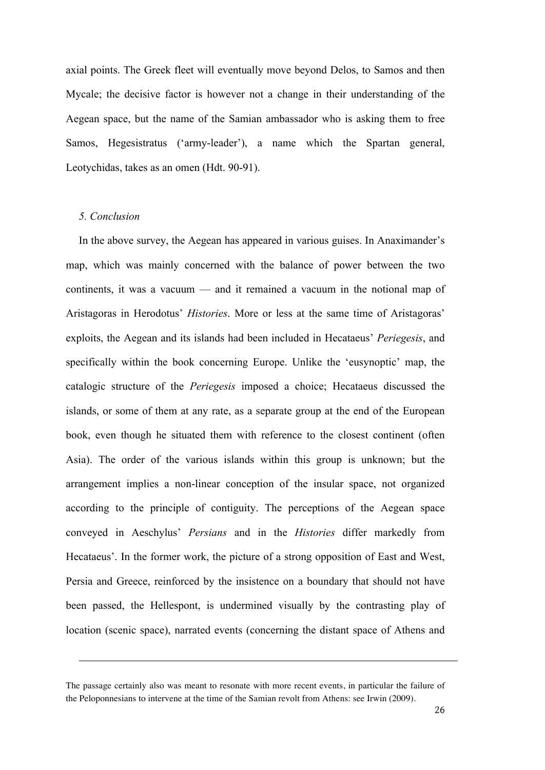axial points. The Greek fleet will eventually move beyond Delos, to Samos and then Mycale; the decisive factor is however not a change in their understanding of the Aegean space, but the name of the Samian ambassador who is asking them to free Samos, Hegesistratus ('army-leader'), a name which the Spartan general, Leotychidas, takes as an omen (Hdt. 90-91).

### *5. Conclusion*

In the above survey, the Aegean has appeared in various guises. In Anaximander's map, which was mainly concerned with the balance of power between the two continents, it was a vacuum — and it remained a vacuum in the notional map of Aristagoras in Herodotus' *Histories*. More or less at the same time of Aristagoras' exploits, the Aegean and its islands had been included in Hecataeus' *Periegesis*, and specifically within the book concerning Europe. Unlike the 'eusynoptic' map, the catalogic structure of the *Periegesis* imposed a choice; Hecataeus discussed the islands, or some of them at any rate, as a separate group at the end of the European book, even though he situated them with reference to the closest continent (often Asia). The order of the various islands within this group is unknown; but the arrangement implies a non-linear conception of the insular space, not organized according to the principle of contiguity. The perceptions of the Aegean space conveyed in Aeschylus' *Persians* and in the *Histories* differ markedly from Hecataeus'. In the former work, the picture of a strong opposition of East and West, Persia and Greece, reinforced by the insistence on a boundary that should not have been passed, the Hellespont, is undermined visually by the contrasting play of location (scenic space), narrated events (concerning the distant space of Athens and

---

The passage certainly also was meant to resonate with more recent events, in particular the failure of the Peloponnesians to intervene at the time of the Samian revolt from Athens: see Irwin (2009).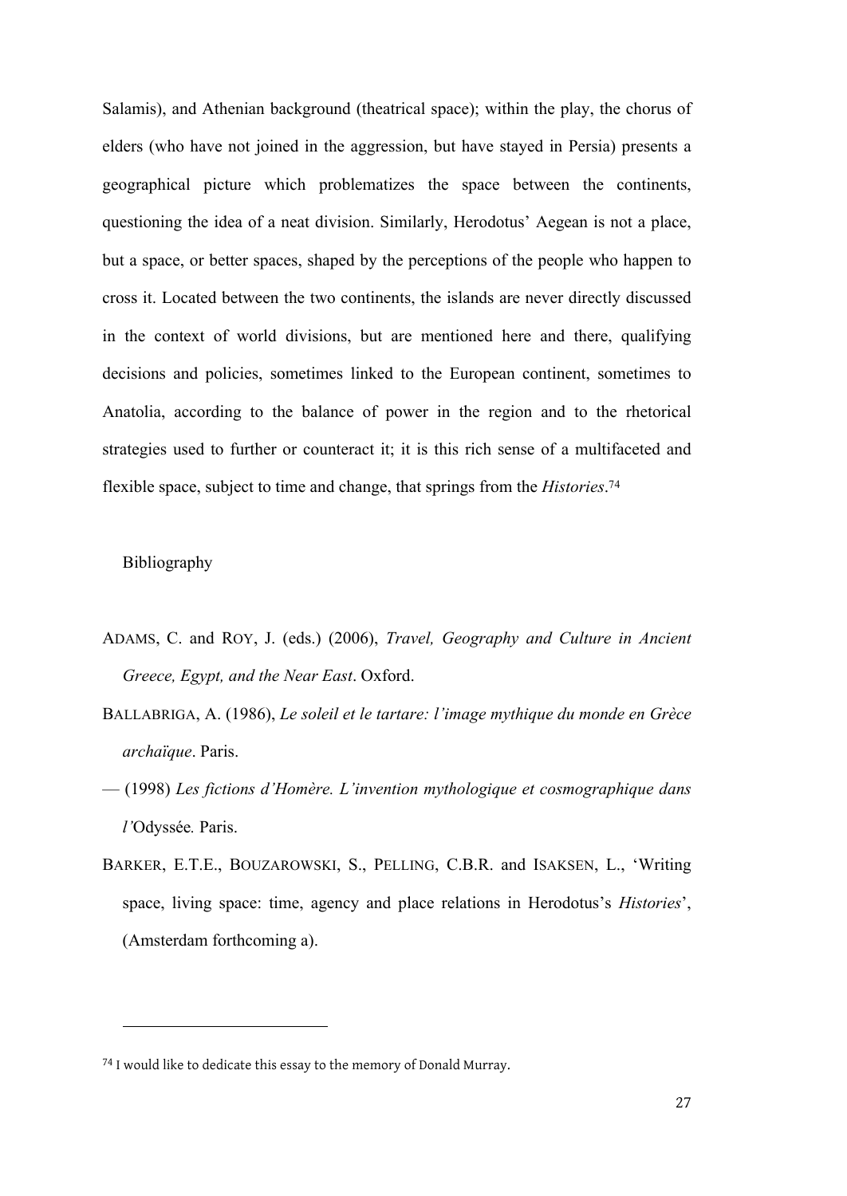Salamis), and Athenian background (theatrical space); within the play, the chorus of elders (who have not joined in the aggression, but have stayed in Persia) presents a geographical picture which problematizes the space between the continents, questioning the idea of a neat division. Similarly, Herodotus' Aegean is not a place, but a space, or better spaces, shaped by the perceptions of the people who happen to cross it. Located between the two continents, the islands are never directly discussed in the context of world divisions, but are mentioned here and there, qualifying decisions and policies, sometimes linked to the European continent, sometimes to Anatolia, according to the balance of power in the region and to the rhetorical strategies used to further or counteract it; it is this rich sense of a multifaceted and flexible space, subject to time and change, that springs from the *Histories*.[74]

## Bibliography

ADAMS, C. and ROY, J. (eds.) (2006), *Travel, Geography and Culture in Ancient Greece, Egypt, and the Near East*. Oxford.

BALLABRIGA, A. (1986), *Le soleil et le tartare: l'image mythique du monde en Grèce archaïque*. Paris.

— (1998) *Les fictions d'Homère. L'invention mythologique et cosmographique dans l'*Odyssée*.* Paris.

BARKER, E.T.E., BOUZAROWSKI, S., PELLING, C.B.R. and ISAKSEN, L., 'Writing space, living space: time, agency and place relations in Herodotus's *Histories*', (Amsterdam forthcoming a).

---

[74] I would like to dedicate this essay to the memory of Donald Murray.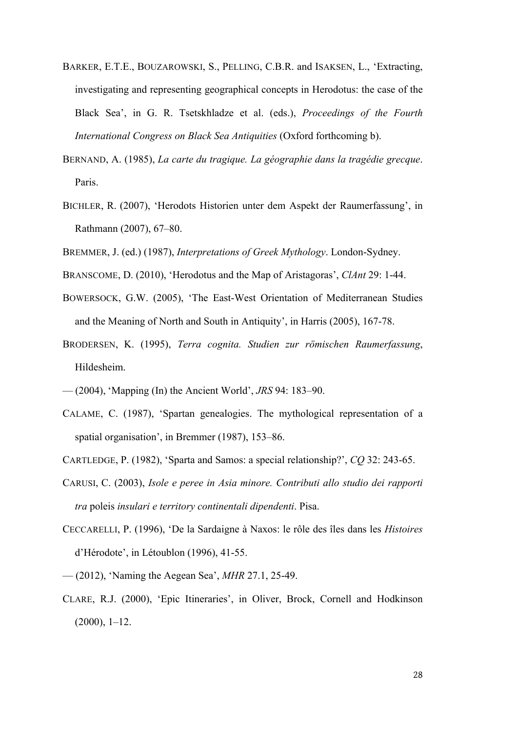BARKER, E.T.E., BOUZAROWSKI, S., PELLING, C.B.R. and ISAKSEN, L., 'Extracting, investigating and representing geographical concepts in Herodotus: the case of the Black Sea', in G. R. Tsetskhladze et al. (eds.), *Proceedings of the Fourth International Congress on Black Sea Antiquities* (Oxford forthcoming b).

BERNAND, A. (1985), *La carte du tragique. La géographie dans la tragédie grecque*. Paris.

BICHLER, R. (2007), 'Herodots Historien unter dem Aspekt der Raumerfassung', in Rathmann (2007), 67–80.

BREMMER, J. (ed.) (1987), *Interpretations of Greek Mythology*. London-Sydney.

BRANSCOME, D. (2010), 'Herodotus and the Map of Aristagoras', *ClAnt* 29: 1-44.

BOWERSOCK, G.W. (2005), 'The East-West Orientation of Mediterranean Studies and the Meaning of North and South in Antiquity', in Harris (2005), 167-78.

BRODERSEN, K. (1995), *Terra cognita. Studien zur römischen Raumerfassung*, Hildesheim.

— (2004), 'Mapping (In) the Ancient World', *JRS* 94: 183–90.

CALAME, C. (1987), 'Spartan genealogies. The mythological representation of a spatial organisation', in Bremmer (1987), 153–86.

CARTLEDGE, P. (1982), 'Sparta and Samos: a special relationship?', *CQ* 32: 243-65.

CARUSI, C. (2003), *Isole e peree in Asia minore. Contributi allo studio dei rapporti tra* poleis *insulari e territory continentali dipendenti*. Pisa.

CECCARELLI, P. (1996), 'De la Sardaigne à Naxos: le rôle des îles dans les *Histoires* d'Hérodote', in Létoublon (1996), 41-55.

— (2012), 'Naming the Aegean Sea', *MHR* 27.1, 25-49.

CLARE, R.J. (2000), 'Epic Itineraries', in Oliver, Brock, Cornell and Hodkinson (2000), 1–12.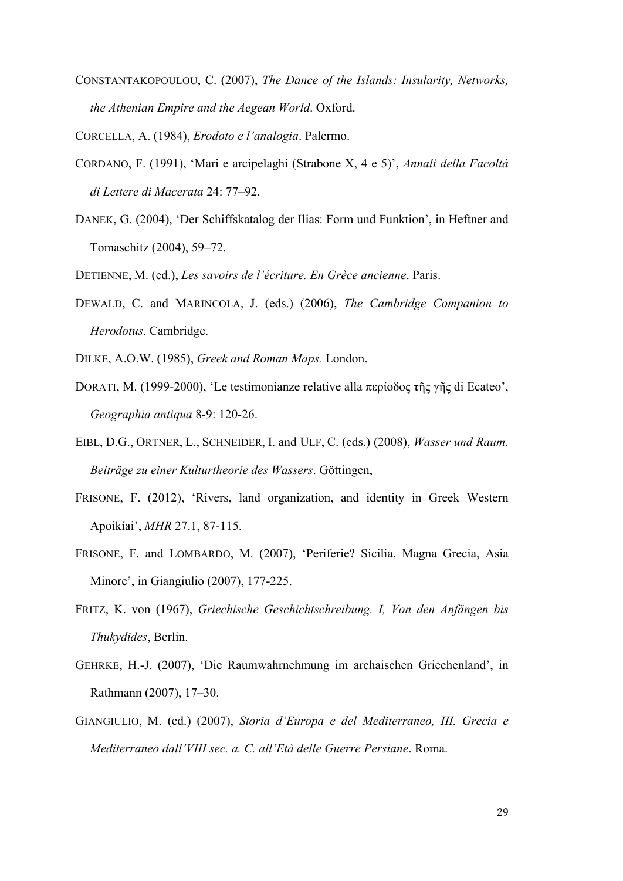CONSTANTAKOPOULOU, C. (2007), *The Dance of the Islands: Insularity, Networks, the Athenian Empire and the Aegean World*. Oxford.

CORCELLA, A. (1984), *Erodoto e l'analogia*. Palermo.

CORDANO, F. (1991), 'Mari e arcipelaghi (Strabone X, 4 e 5)', *Annali della Facoltà di Lettere di Macerata* 24: 77–92.

DANEK, G. (2004), 'Der Schiffskatalog der Ilias: Form und Funktion', in Heftner and Tomaschitz (2004), 59–72.

DETIENNE, M. (ed.), *Les savoirs de l'écriture. En Grèce ancienne*. Paris.

DEWALD, C. and MARINCOLA, J. (eds.) (2006), *The Cambridge Companion to Herodotus*. Cambridge.

DILKE, A.O.W. (1985), *Greek and Roman Maps.* London.

DORATI, M. (1999-2000), 'Le testimonianze relative alla περίοδος τῆς γῆς di Ecateo', *Geographia antiqua* 8-9: 120-26.

EIBL, D.G., ORTNER, L., SCHNEIDER, I. and ULF, C. (eds.) (2008), *Wasser und Raum. Beiträge zu einer Kulturtheorie des Wassers*. Göttingen,

FRISONE, F. (2012), 'Rivers, land organization, and identity in Greek Western Apoikíai', *MHR* 27.1, 87-115.

FRISONE, F. and LOMBARDO, M. (2007), 'Periferie? Sicilia, Magna Grecia, Asia Minore', in Giangiulio (2007), 177-225.

FRITZ, K. von (1967), *Griechische Geschichtschreibung. I, Von den Anfängen bis Thukydides*, Berlin.

GEHRKE, H.-J. (2007), 'Die Raumwahrnehmung im archaischen Griechenland', in Rathmann (2007), 17–30.

GIANGIULIO, M. (ed.) (2007), *Storia d'Europa e del Mediterraneo, III. Grecia e Mediterraneo dall'VIII sec. a. C. all'Età delle Guerre Persiane*. Roma.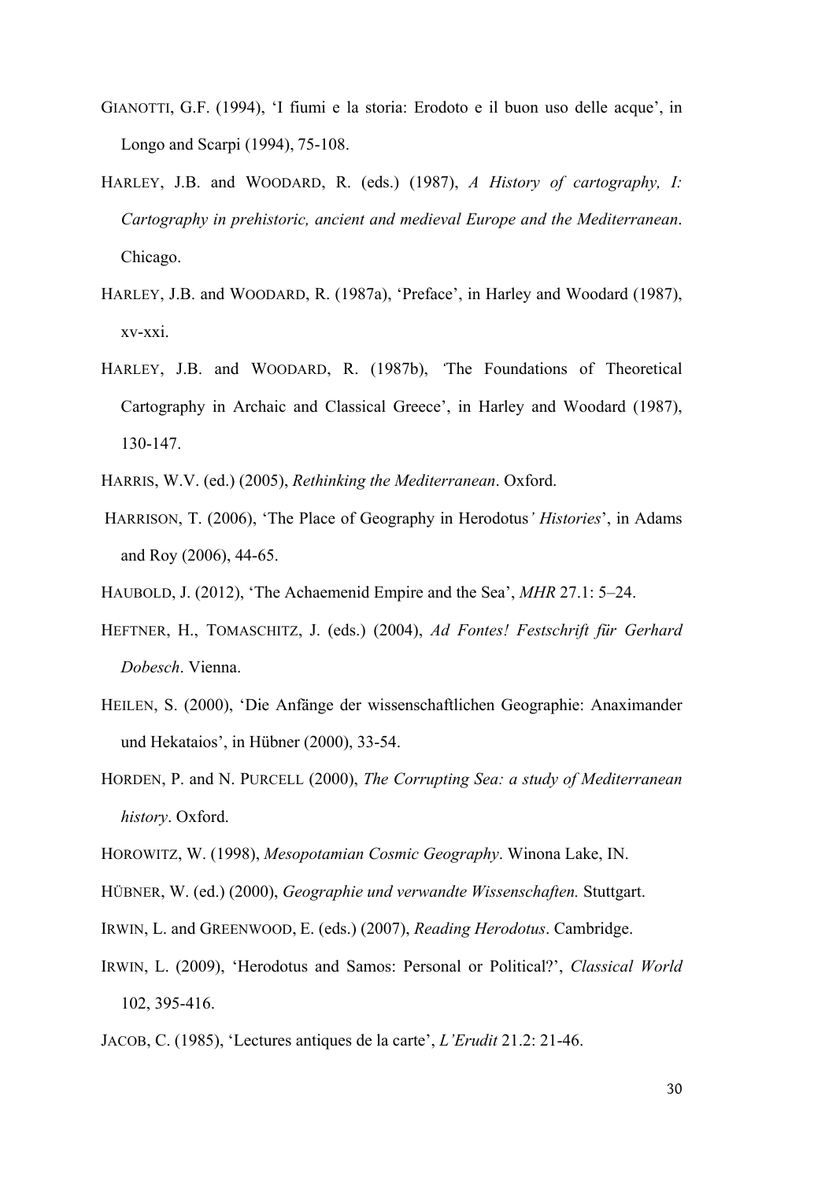GIANOTTI, G.F. (1994), 'I fiumi e la storia: Erodoto e il buon uso delle acque', in Longo and Scarpi (1994), 75-108.

HARLEY, J.B. and WOODARD, R. (eds.) (1987), *A History of cartography, I: Cartography in prehistoric, ancient and medieval Europe and the Mediterranean*. Chicago.

HARLEY, J.B. and WOODARD, R. (1987a), 'Preface', in Harley and Woodard (1987), xv-xxi.

HARLEY, J.B. and WOODARD, R. (1987b), 'The Foundations of Theoretical Cartography in Archaic and Classical Greece', in Harley and Woodard (1987), 130-147.

HARRIS, W.V. (ed.) (2005), *Rethinking the Mediterranean*. Oxford.

HARRISON, T. (2006), 'The Place of Geography in Herodotus' *Histories*', in Adams and Roy (2006), 44-65.

HAUBOLD, J. (2012), 'The Achaemenid Empire and the Sea', *MHR* 27.1: 5–24.

HEFTNER, H., TOMASCHITZ, J. (eds.) (2004), *Ad Fontes! Festschrift für Gerhard Dobesch*. Vienna.

HEILEN, S. (2000), 'Die Anfänge der wissenschaftlichen Geographie: Anaximander und Hekataios', in Hübner (2000), 33-54.

HORDEN, P. and N. PURCELL (2000), *The Corrupting Sea: a study of Mediterranean history*. Oxford.

HOROWITZ, W. (1998), *Mesopotamian Cosmic Geography*. Winona Lake, IN.

HÜBNER, W. (ed.) (2000), *Geographie und verwandte Wissenschaften.* Stuttgart.

IRWIN, L. and GREENWOOD, E. (eds.) (2007), *Reading Herodotus*. Cambridge.

IRWIN, L. (2009), 'Herodotus and Samos: Personal or Political?', *Classical World* 102, 395-416.

JACOB, C. (1985), 'Lectures antiques de la carte', *L'Erudit* 21.2: 21-46.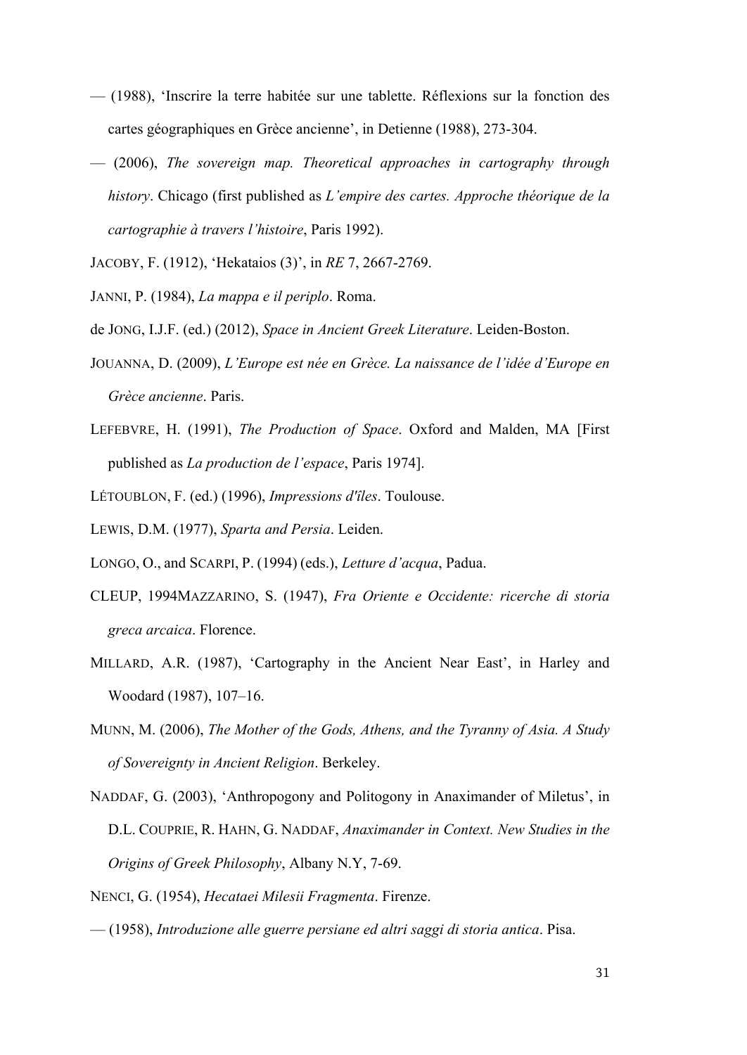— (1988), 'Inscrire la terre habitée sur une tablette. Réflexions sur la fonction des cartes géographiques en Grèce ancienne', in Detienne (1988), 273-304.

— (2006), *The sovereign map. Theoretical approaches in cartography through history*. Chicago (first published as *L'empire des cartes. Approche théorique de la cartographie à travers l'histoire*, Paris 1992).

JACOBY, F. (1912), 'Hekataios (3)', in *RE* 7, 2667-2769.

JANNI, P. (1984), *La mappa e il periplo*. Roma.

de JONG, I.J.F. (ed.) (2012), *Space in Ancient Greek Literature*. Leiden-Boston.

JOUANNA, D. (2009), *L'Europe est née en Grèce. La naissance de l'idée d'Europe en Grèce ancienne*. Paris.

LEFEBVRE, H. (1991), *The Production of Space*. Oxford and Malden, MA [First published as *La production de l'espace*, Paris 1974].

LÉTOUBLON, F. (ed.) (1996), *Impressions d'îles*. Toulouse.

LEWIS, D.M. (1977), *Sparta and Persia*. Leiden.

LONGO, O., and SCARPI, P. (1994) (eds.), *Letture d'acqua*, Padua.

CLEUP, 1994MAZZARINO, S. (1947), *Fra Oriente e Occidente: ricerche di storia greca arcaica*. Florence.

MILLARD, A.R. (1987), 'Cartography in the Ancient Near East', in Harley and Woodard (1987), 107–16.

MUNN, M. (2006), *The Mother of the Gods, Athens, and the Tyranny of Asia. A Study of Sovereignty in Ancient Religion*. Berkeley.

NADDAF, G. (2003), 'Anthropogony and Politogony in Anaximander of Miletus', in D.L. COUPRIE, R. HAHN, G. NADDAF, *Anaximander in Context. New Studies in the Origins of Greek Philosophy*, Albany N.Y, 7-69.

NENCI, G. (1954), *Hecataei Milesii Fragmenta*. Firenze.

— (1958), *Introduzione alle guerre persiane ed altri saggi di storia antica*. Pisa.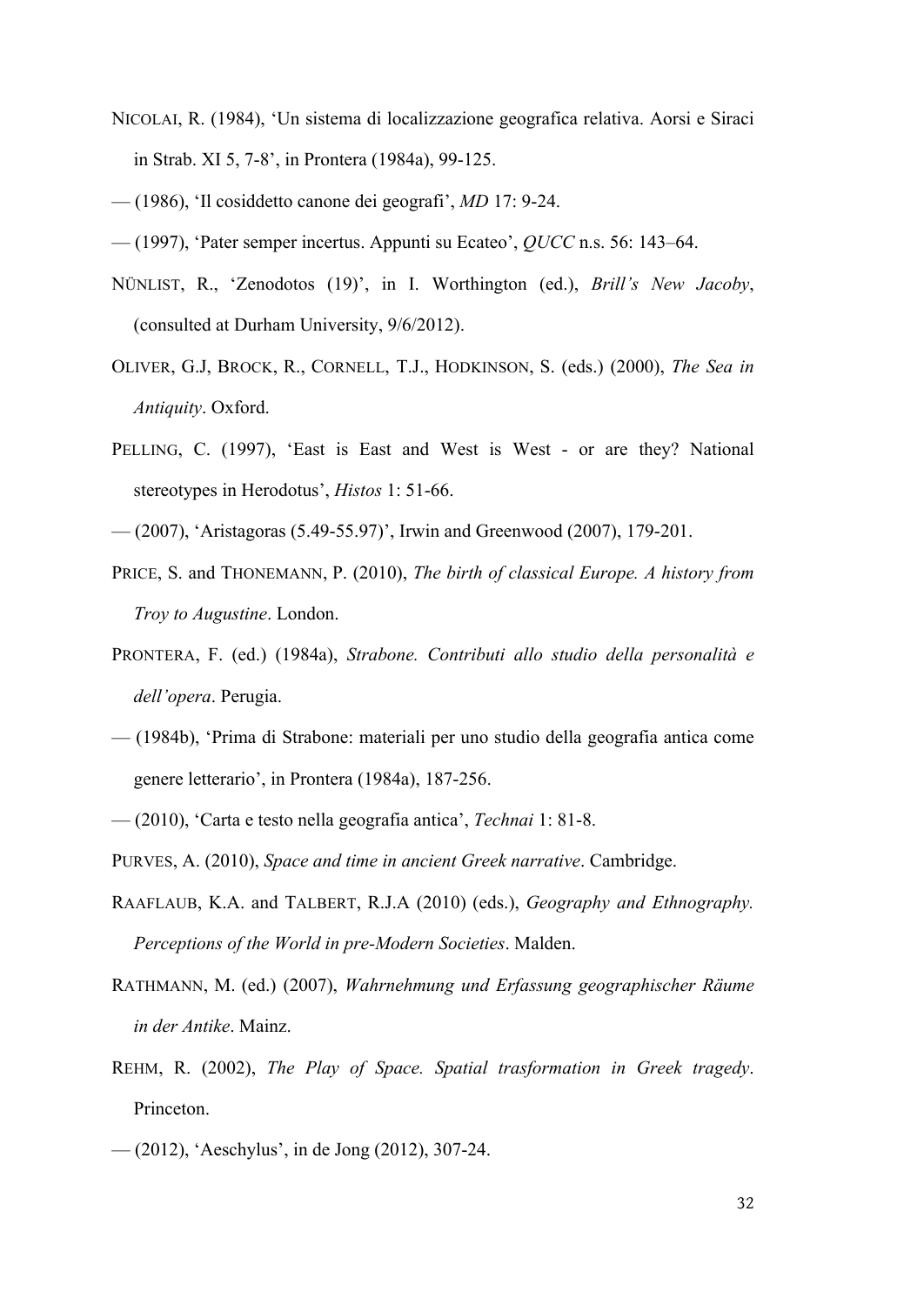NICOLAI, R. (1984), 'Un sistema di localizzazione geografica relativa. Aorsi e Siraci in Strab. XI 5, 7-8', in Prontera (1984a), 99-125.

— (1986), 'Il cosiddetto canone dei geografi', *MD* 17: 9-24.

— (1997), 'Pater semper incertus. Appunti su Ecateo', *QUCC* n.s. 56: 143–64.

NÜNLIST, R., 'Zenodotos (19)', in I. Worthington (ed.), *Brill's New Jacoby*, (consulted at Durham University, 9/6/2012).

OLIVER, G.J, BROCK, R., CORNELL, T.J., HODKINSON, S. (eds.) (2000), *The Sea in Antiquity*. Oxford.

PELLING, C. (1997), 'East is East and West is West - or are they? National stereotypes in Herodotus', *Histos* 1: 51-66.

— (2007), 'Aristagoras (5.49-55.97)', Irwin and Greenwood (2007), 179-201.

PRICE, S. and THONEMANN, P. (2010), *The birth of classical Europe. A history from Troy to Augustine*. London.

PRONTERA, F. (ed.) (1984a), *Strabone. Contributi allo studio della personalità e dell'opera*. Perugia.

— (1984b), 'Prima di Strabone: materiali per uno studio della geografia antica come genere letterario', in Prontera (1984a), 187-256.

— (2010), 'Carta e testo nella geografia antica', *Technai* 1: 81-8.

PURVES, A. (2010), *Space and time in ancient Greek narrative*. Cambridge.

RAAFLAUB, K.A. and TALBERT, R.J.A (2010) (eds.), *Geography and Ethnography. Perceptions of the World in pre-Modern Societies*. Malden.

RATHMANN, M. (ed.) (2007), *Wahrnehmung und Erfassung geographischer Räume in der Antike*. Mainz.

REHM, R. (2002), *The Play of Space. Spatial trasformation in Greek tragedy*. Princeton.

— (2012), 'Aeschylus', in de Jong (2012), 307-24.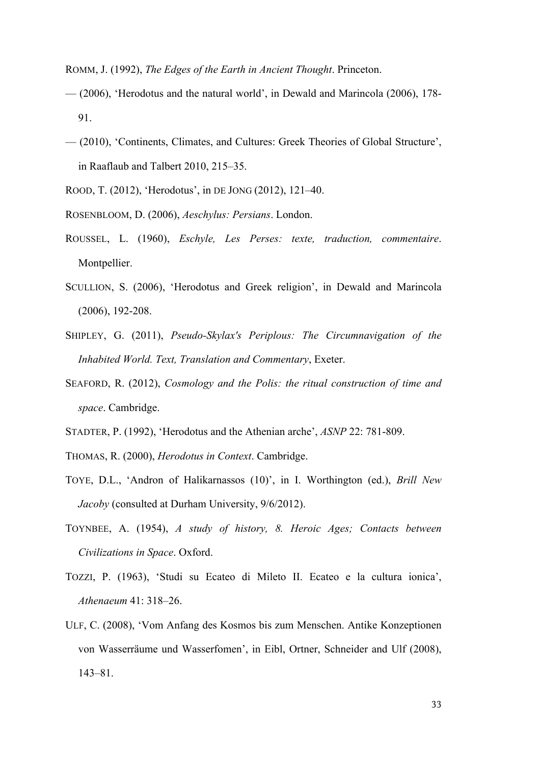ROMM, J. (1992), *The Edges of the Earth in Ancient Thought*. Princeton.

— (2006), 'Herodotus and the natural world', in Dewald and Marincola (2006), 178-91.

— (2010), 'Continents, Climates, and Cultures: Greek Theories of Global Structure', in Raaflaub and Talbert 2010, 215–35.

ROOD, T. (2012), 'Herodotus', in DE JONG (2012), 121–40.

ROSENBLOOM, D. (2006), *Aeschylus: Persians*. London.

ROUSSEL, L. (1960), *Eschyle, Les Perses: texte, traduction, commentaire*. Montpellier.

SCULLION, S. (2006), 'Herodotus and Greek religion', in Dewald and Marincola (2006), 192-208.

SHIPLEY, G. (2011), *Pseudo-Skylax's Periplous: The Circumnavigation of the Inhabited World. Text, Translation and Commentary*, Exeter.

SEAFORD, R. (2012), *Cosmology and the Polis: the ritual construction of time and space*. Cambridge.

STADTER, P. (1992), 'Herodotus and the Athenian arche', *ASNP* 22: 781-809.

THOMAS, R. (2000), *Herodotus in Context*. Cambridge.

TOYE, D.L., 'Andron of Halikarnassos (10)', in I. Worthington (ed.), *Brill New Jacoby* (consulted at Durham University, 9/6/2012).

TOYNBEE, A. (1954), *A study of history, 8. Heroic Ages; Contacts between Civilizations in Space*. Oxford.

TOZZI, P. (1963), 'Studi su Ecateo di Mileto II. Ecateo e la cultura ionica', *Athenaeum* 41: 318–26.

ULF, C. (2008), 'Vom Anfang des Kosmos bis zum Menschen. Antike Konzeptionen von Wasserräume und Wasserfomen', in Eibl, Ortner, Schneider and Ulf (2008), 143–81.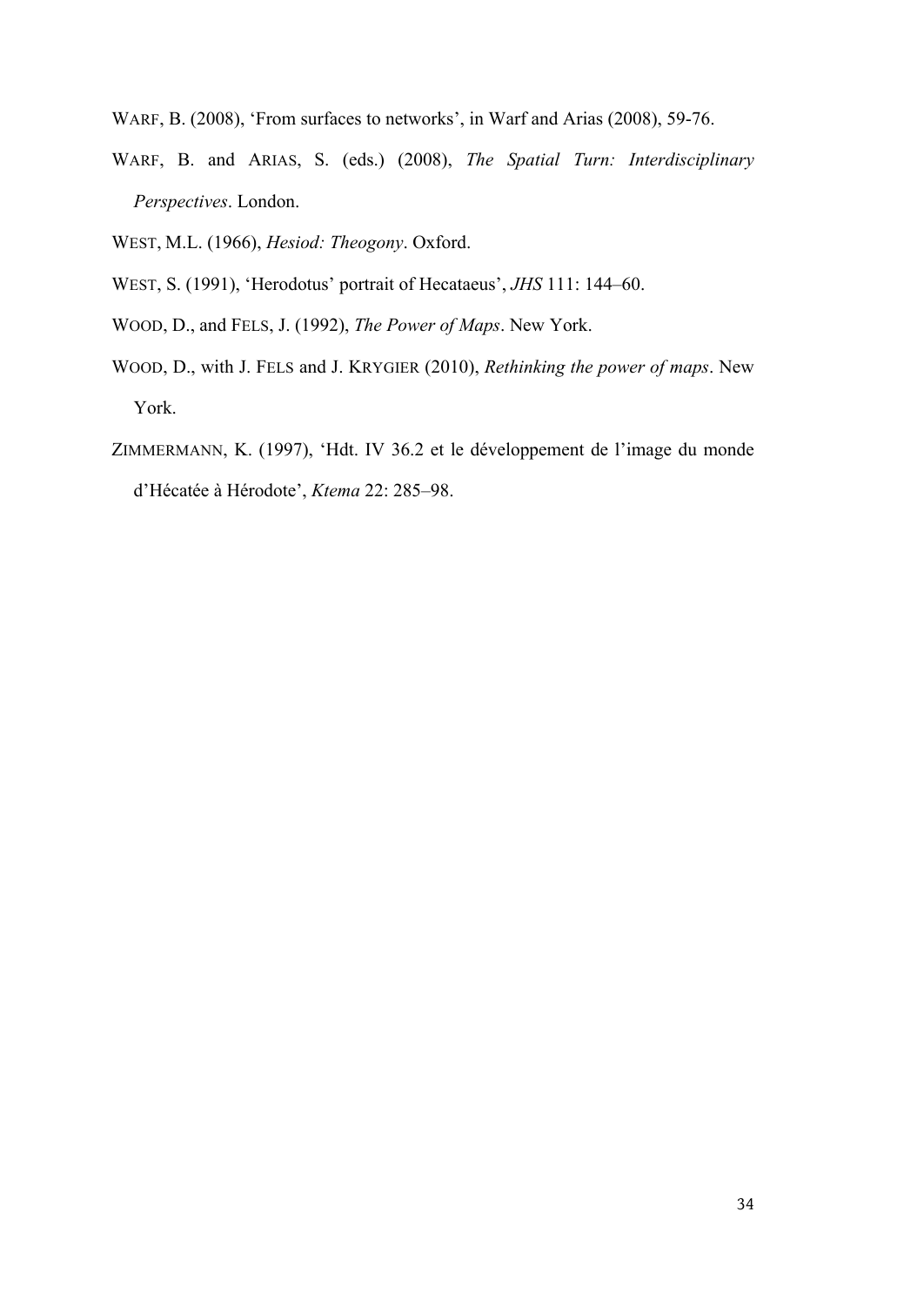WARF, B. (2008), ‘From surfaces to networks’, in Warf and Arias (2008), 59-76.

WARF, B. and ARIAS, S. (eds.) (2008), *The Spatial Turn: Interdisciplinary Perspectives*. London.

WEST, M.L. (1966), *Hesiod: Theogony*. Oxford.

WEST, S. (1991), ‘Herodotus’ portrait of Hecataeus’, *JHS* 111: 144–60.

WOOD, D., and FELS, J. (1992), *The Power of Maps*. New York.

WOOD, D., with J. FELS and J. KRYGIER (2010), *Rethinking the power of maps*. New York.

ZIMMERMANN, K. (1997), ‘Hdt. IV 36.2 et le développement de l’image du monde d’Hécatée à Hérodote’, *Ktema* 22: 285–98.